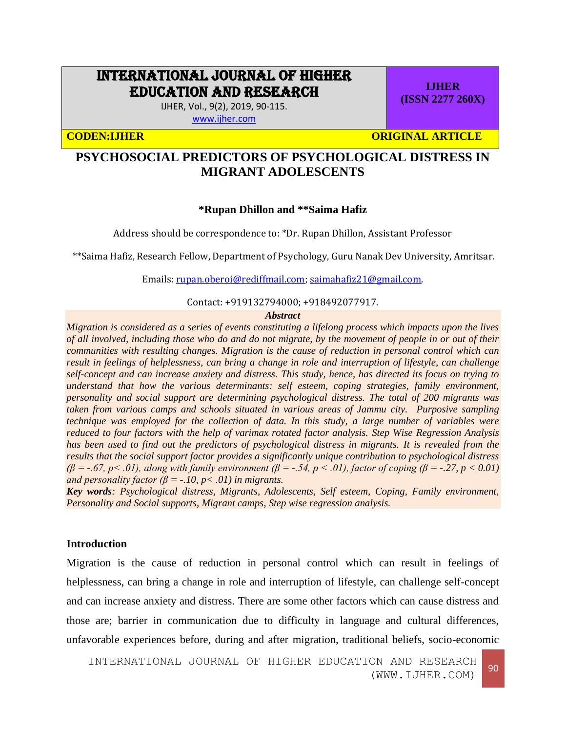# PSYCHOSOCIAL PREDICTORS OF PSYCHOLOGICAL DISTRESS IN MIGRANT ADOLESCENTS

**\*Rupan Dhillon and \*\*Saima Hafiz**

Address should be correspondence to: \*Dr. Rupan Dhillon, Assistant Professor

\*\*Saima Hafiz, Research Fellow, Department of Psychology, Guru Nanak Dev University, Amritsar.

Emails: rupan.oberoi@rediffmail.com; saimahafiz21@gmail.com.

Contact: +919132794000; +918492077917.

***Abstract***

*Migration is considered as a series of events constituting a lifelong process which impacts upon the lives of all involved, including those who do and do not migrate, by the movement of people in or out of their communities with resulting changes. Migration is the cause of reduction in personal control which can result in feelings of helplessness, can bring a change in role and interruption of lifestyle, can challenge self-concept and can increase anxiety and distress. This study, hence, has directed its focus on trying to understand that how the various determinants: self esteem, coping strategies, family environment, personality and social support are determining psychological distress. The total of 200 migrants was taken from various camps and schools situated in various areas of Jammu city. Purposive sampling technique was employed for the collection of data. In this study, a large number of variables were reduced to four factors with the help of varimax rotated factor analysis. Step Wise Regression Analysis has been used to find out the predictors of psychological distress in migrants. It is revealed from the results that the social support factor provides a significantly unique contribution to psychological distress ($\beta = -.67, p < .01$), along with family environment ($\beta = -.54, p < .01$), factor of coping ($\beta = -.27, p < 0.01$) and personality factor ($\beta = -.10, p < .01$) in migrants.*

***Key words****: Psychological distress, Migrants, Adolescents, Self esteem, Coping, Family environment, Personality and Social supports, Migrant camps, Step wise regression analysis.*

## Introduction

Migration is the cause of reduction in personal control which can result in feelings of helplessness, can bring a change in role and interruption of lifestyle, can challenge self-concept and can increase anxiety and distress. There are some other factors which can cause distress and those are; barrier in communication due to difficulty in language and cultural differences, unfavorable experiences before, during and after migration, traditional beliefs, socio-economic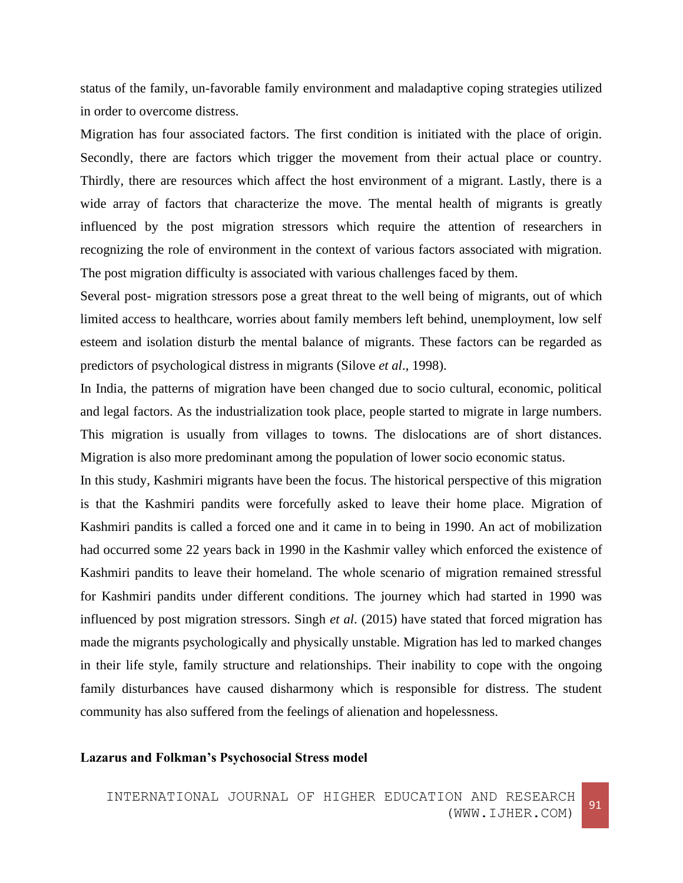status of the family, un-favorable family environment and maladaptive coping strategies utilized in order to overcome distress.

Migration has four associated factors. The first condition is initiated with the place of origin. Secondly, there are factors which trigger the movement from their actual place or country. Thirdly, there are resources which affect the host environment of a migrant. Lastly, there is a wide array of factors that characterize the move. The mental health of migrants is greatly influenced by the post migration stressors which require the attention of researchers in recognizing the role of environment in the context of various factors associated with migration. The post migration difficulty is associated with various challenges faced by them.

Several post- migration stressors pose a great threat to the well being of migrants, out of which limited access to healthcare, worries about family members left behind, unemployment, low self esteem and isolation disturb the mental balance of migrants. These factors can be regarded as predictors of psychological distress in migrants (Silove *et al*., 1998).

In India, the patterns of migration have been changed due to socio cultural, economic, political and legal factors. As the industrialization took place, people started to migrate in large numbers. This migration is usually from villages to towns. The dislocations are of short distances. Migration is also more predominant among the population of lower socio economic status.

In this study, Kashmiri migrants have been the focus. The historical perspective of this migration is that the Kashmiri pandits were forcefully asked to leave their home place. Migration of Kashmiri pandits is called a forced one and it came in to being in 1990. An act of mobilization had occurred some 22 years back in 1990 in the Kashmir valley which enforced the existence of Kashmiri pandits to leave their homeland. The whole scenario of migration remained stressful for Kashmiri pandits under different conditions. The journey which had started in 1990 was influenced by post migration stressors. Singh *et al*. (2015) have stated that forced migration has made the migrants psychologically and physically unstable. Migration has led to marked changes in their life style, family structure and relationships. Their inability to cope with the ongoing family disturbances have caused disharmony which is responsible for distress. The student community has also suffered from the feelings of alienation and hopelessness.

**Lazarus and Folkman's Psychosocial Stress model**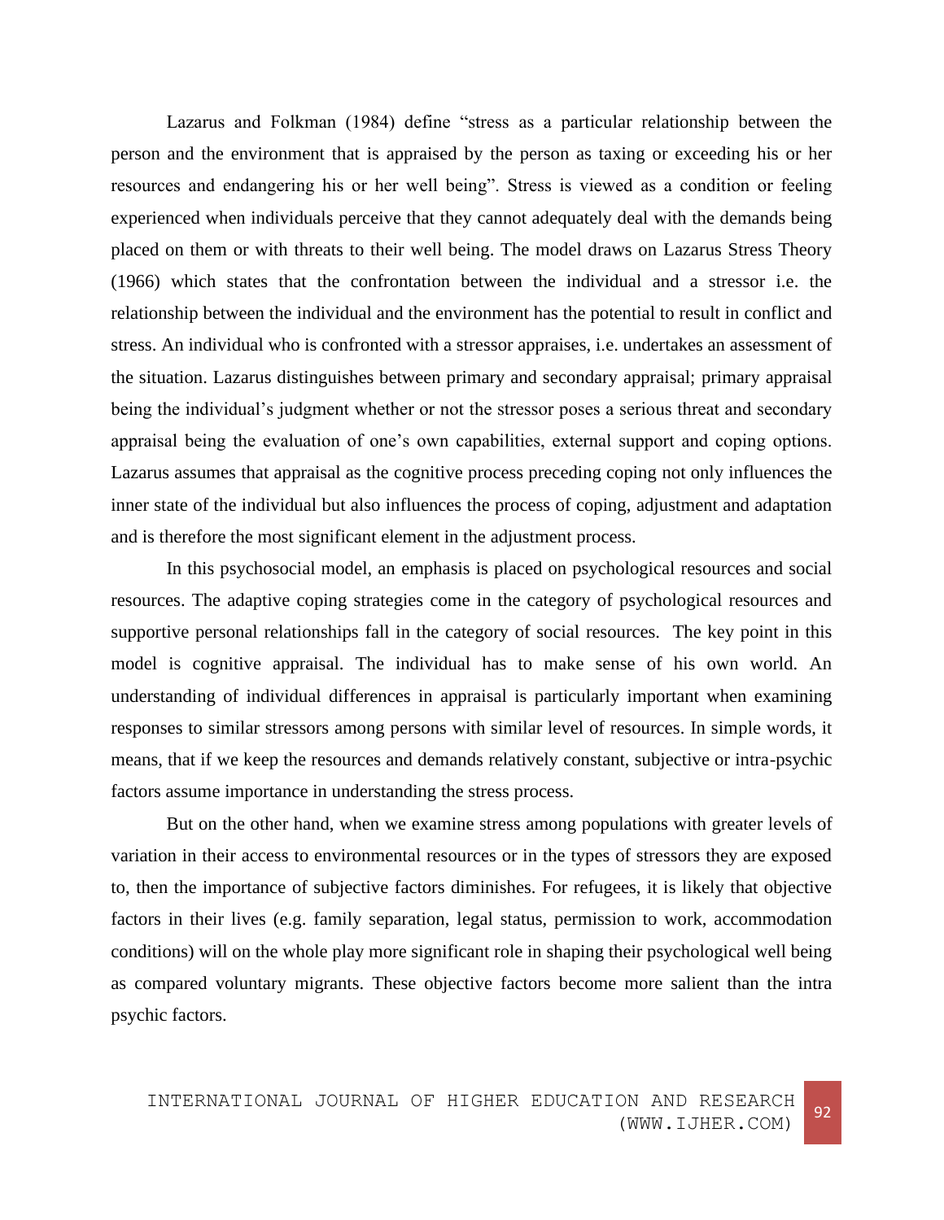Lazarus and Folkman (1984) define “stress as a particular relationship between the person and the environment that is appraised by the person as taxing or exceeding his or her resources and endangering his or her well being”. Stress is viewed as a condition or feeling experienced when individuals perceive that they cannot adequately deal with the demands being placed on them or with threats to their well being. The model draws on Lazarus Stress Theory (1966) which states that the confrontation between the individual and a stressor i.e. the relationship between the individual and the environment has the potential to result in conflict and stress. An individual who is confronted with a stressor appraises, i.e. undertakes an assessment of the situation. Lazarus distinguishes between primary and secondary appraisal; primary appraisal being the individual’s judgment whether or not the stressor poses a serious threat and secondary appraisal being the evaluation of one’s own capabilities, external support and coping options. Lazarus assumes that appraisal as the cognitive process preceding coping not only influences the inner state of the individual but also influences the process of coping, adjustment and adaptation and is therefore the most significant element in the adjustment process.

In this psychosocial model, an emphasis is placed on psychological resources and social resources. The adaptive coping strategies come in the category of psychological resources and supportive personal relationships fall in the category of social resources. The key point in this model is cognitive appraisal. The individual has to make sense of his own world. An understanding of individual differences in appraisal is particularly important when examining responses to similar stressors among persons with similar level of resources. In simple words, it means, that if we keep the resources and demands relatively constant, subjective or intra-psychic factors assume importance in understanding the stress process.

But on the other hand, when we examine stress among populations with greater levels of variation in their access to environmental resources or in the types of stressors they are exposed to, then the importance of subjective factors diminishes. For refugees, it is likely that objective factors in their lives (e.g. family separation, legal status, permission to work, accommodation conditions) will on the whole play more significant role in shaping their psychological well being as compared voluntary migrants. These objective factors become more salient than the intra psychic factors.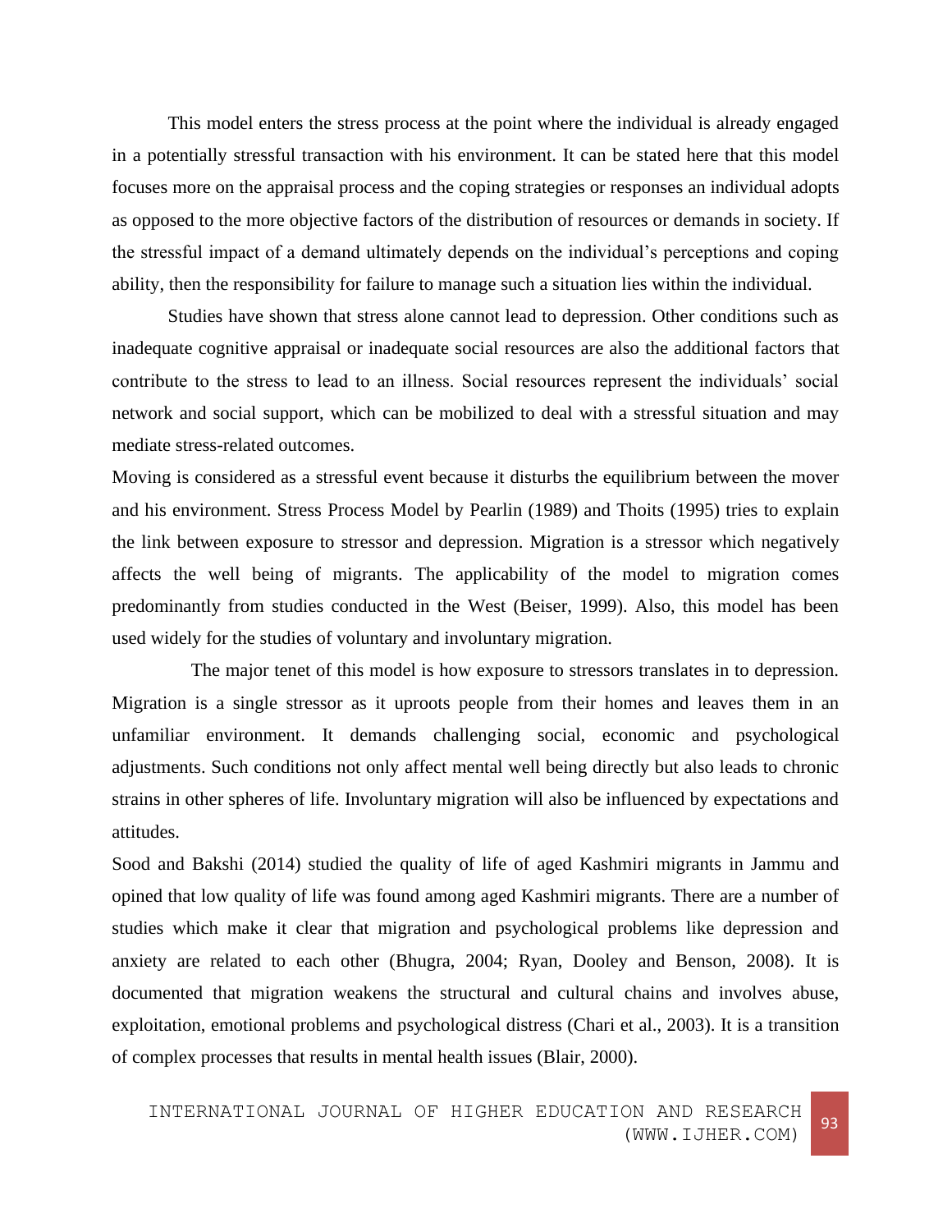This model enters the stress process at the point where the individual is already engaged in a potentially stressful transaction with his environment. It can be stated here that this model focuses more on the appraisal process and the coping strategies or responses an individual adopts as opposed to the more objective factors of the distribution of resources or demands in society. If the stressful impact of a demand ultimately depends on the individual's perceptions and coping ability, then the responsibility for failure to manage such a situation lies within the individual.

Studies have shown that stress alone cannot lead to depression. Other conditions such as inadequate cognitive appraisal or inadequate social resources are also the additional factors that contribute to the stress to lead to an illness. Social resources represent the individuals' social network and social support, which can be mobilized to deal with a stressful situation and may mediate stress-related outcomes.

Moving is considered as a stressful event because it disturbs the equilibrium between the mover and his environment. Stress Process Model by Pearlin (1989) and Thoits (1995) tries to explain the link between exposure to stressor and depression. Migration is a stressor which negatively affects the well being of migrants. The applicability of the model to migration comes predominantly from studies conducted in the West (Beiser, 1999). Also, this model has been used widely for the studies of voluntary and involuntary migration.

The major tenet of this model is how exposure to stressors translates in to depression. Migration is a single stressor as it uproots people from their homes and leaves them in an unfamiliar environment. It demands challenging social, economic and psychological adjustments. Such conditions not only affect mental well being directly but also leads to chronic strains in other spheres of life. Involuntary migration will also be influenced by expectations and attitudes.

Sood and Bakshi (2014) studied the quality of life of aged Kashmiri migrants in Jammu and opined that low quality of life was found among aged Kashmiri migrants. There are a number of studies which make it clear that migration and psychological problems like depression and anxiety are related to each other (Bhugra, 2004; Ryan, Dooley and Benson, 2008). It is documented that migration weakens the structural and cultural chains and involves abuse, exploitation, emotional problems and psychological distress (Chari et al., 2003). It is a transition of complex processes that results in mental health issues (Blair, 2000).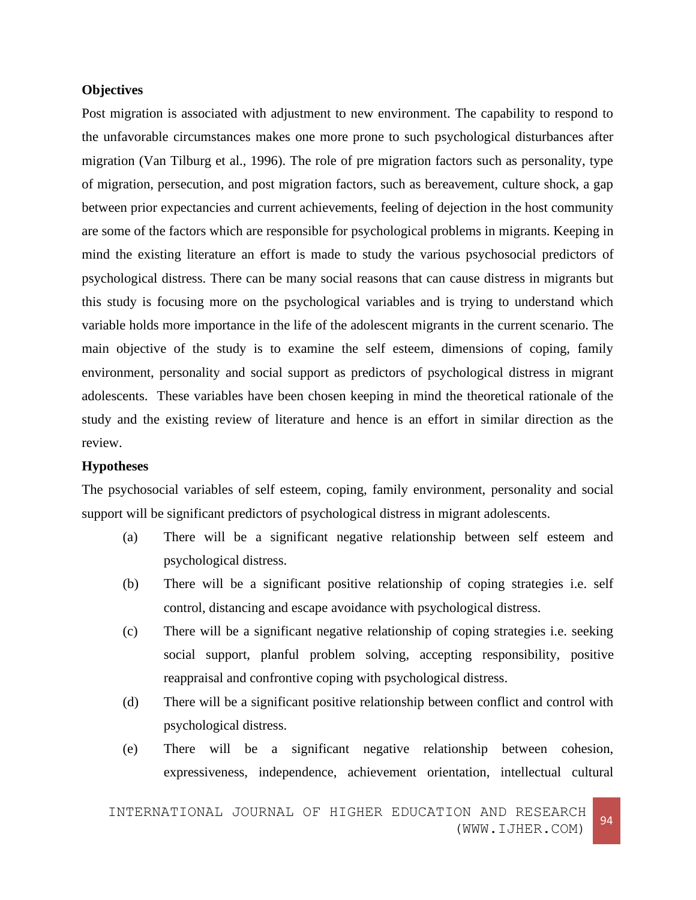**Objectives**

Post migration is associated with adjustment to new environment. The capability to respond to the unfavorable circumstances makes one more prone to such psychological disturbances after migration (Van Tilburg et al., 1996). The role of pre migration factors such as personality, type of migration, persecution, and post migration factors, such as bereavement, culture shock, a gap between prior expectancies and current achievements, feeling of dejection in the host community are some of the factors which are responsible for psychological problems in migrants. Keeping in mind the existing literature an effort is made to study the various psychosocial predictors of psychological distress. There can be many social reasons that can cause distress in migrants but this study is focusing more on the psychological variables and is trying to understand which variable holds more importance in the life of the adolescent migrants in the current scenario. The main objective of the study is to examine the self esteem, dimensions of coping, family environment, personality and social support as predictors of psychological distress in migrant adolescents. These variables have been chosen keeping in mind the theoretical rationale of the study and the existing review of literature and hence is an effort in similar direction as the review.

**Hypotheses**

The psychosocial variables of self esteem, coping, family environment, personality and social support will be significant predictors of psychological distress in migrant adolescents.

(a) There will be a significant negative relationship between self esteem and psychological distress.

(b) There will be a significant positive relationship of coping strategies i.e. self control, distancing and escape avoidance with psychological distress.

(c) There will be a significant negative relationship of coping strategies i.e. seeking social support, planful problem solving, accepting responsibility, positive reappraisal and confrontive coping with psychological distress.

(d) There will be a significant positive relationship between conflict and control with psychological distress.

(e) There will be a significant negative relationship between cohesion, expressiveness, independence, achievement orientation, intellectual cultural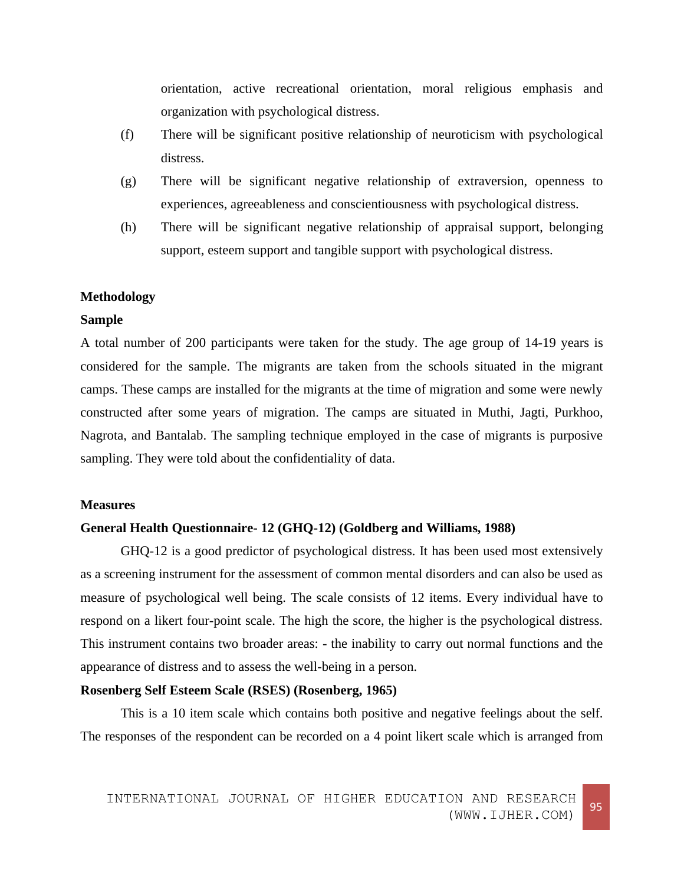orientation, active recreational orientation, moral religious emphasis and organization with psychological distress.

(f) There will be significant positive relationship of neuroticism with psychological distress.

(g) There will be significant negative relationship of extraversion, openness to experiences, agreeableness and conscientiousness with psychological distress.

(h) There will be significant negative relationship of appraisal support, belonging support, esteem support and tangible support with psychological distress.

**Methodology**

**Sample**

A total number of 200 participants were taken for the study. The age group of 14-19 years is considered for the sample. The migrants are taken from the schools situated in the migrant camps. These camps are installed for the migrants at the time of migration and some were newly constructed after some years of migration. The camps are situated in Muthi, Jagti, Purkhoo, Nagrota, and Bantalab. The sampling technique employed in the case of migrants is purposive sampling. They were told about the confidentiality of data.

**Measures**

**General Health Questionnaire- 12 (GHQ-12) (Goldberg and Williams, 1988)**

GHQ-12 is a good predictor of psychological distress. It has been used most extensively as a screening instrument for the assessment of common mental disorders and can also be used as measure of psychological well being. The scale consists of 12 items. Every individual have to respond on a likert four-point scale. The high the score, the higher is the psychological distress. This instrument contains two broader areas: - the inability to carry out normal functions and the appearance of distress and to assess the well-being in a person.

**Rosenberg Self Esteem Scale (RSES) (Rosenberg, 1965)**

This is a 10 item scale which contains both positive and negative feelings about the self. The responses of the respondent can be recorded on a 4 point likert scale which is arranged from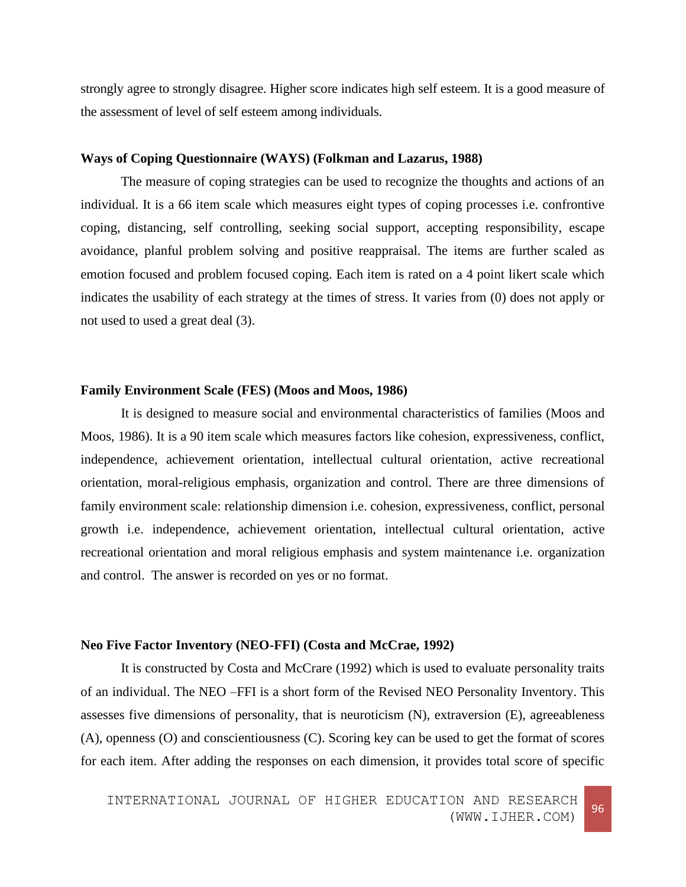strongly agree to strongly disagree. Higher score indicates high self esteem. It is a good measure of the assessment of level of self esteem among individuals.

**Ways of Coping Questionnaire (WAYS) (Folkman and Lazarus, 1988)**

The measure of coping strategies can be used to recognize the thoughts and actions of an individual. It is a 66 item scale which measures eight types of coping processes i.e. confrontive coping, distancing, self controlling, seeking social support, accepting responsibility, escape avoidance, planful problem solving and positive reappraisal. The items are further scaled as emotion focused and problem focused coping. Each item is rated on a 4 point likert scale which indicates the usability of each strategy at the times of stress. It varies from (0) does not apply or not used to used a great deal (3).

**Family Environment Scale (FES) (Moos and Moos, 1986)**

It is designed to measure social and environmental characteristics of families (Moos and Moos, 1986). It is a 90 item scale which measures factors like cohesion, expressiveness, conflict, independence, achievement orientation, intellectual cultural orientation, active recreational orientation, moral-religious emphasis, organization and control. There are three dimensions of family environment scale: relationship dimension i.e. cohesion, expressiveness, conflict, personal growth i.e. independence, achievement orientation, intellectual cultural orientation, active recreational orientation and moral religious emphasis and system maintenance i.e. organization and control. The answer is recorded on yes or no format.

**Neo Five Factor Inventory (NEO-FFI) (Costa and McCrae, 1992)**

It is constructed by Costa and McCrare (1992) which is used to evaluate personality traits of an individual. The NEO –FFI is a short form of the Revised NEO Personality Inventory. This assesses five dimensions of personality, that is neuroticism (N), extraversion (E), agreeableness (A), openness (O) and conscientiousness (C). Scoring key can be used to get the format of scores for each item. After adding the responses on each dimension, it provides total score of specific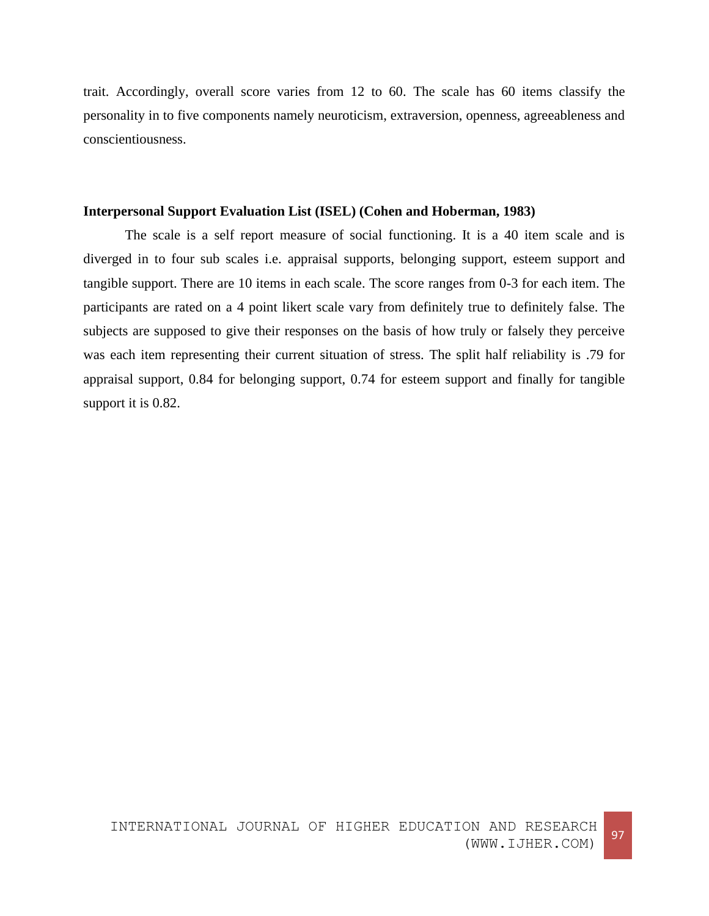trait. Accordingly, overall score varies from 12 to 60. The scale has 60 items classify the personality in to five components namely neuroticism, extraversion, openness, agreeableness and conscientiousness.

**Interpersonal Support Evaluation List (ISEL) (Cohen and Hoberman, 1983)**

The scale is a self report measure of social functioning. It is a 40 item scale and is diverged in to four sub scales i.e. appraisal supports, belonging support, esteem support and tangible support. There are 10 items in each scale. The score ranges from 0-3 for each item. The participants are rated on a 4 point likert scale vary from definitely true to definitely false. The subjects are supposed to give their responses on the basis of how truly or falsely they perceive was each item representing their current situation of stress. The split half reliability is .79 for appraisal support, 0.84 for belonging support, 0.74 for esteem support and finally for tangible support it is 0.82.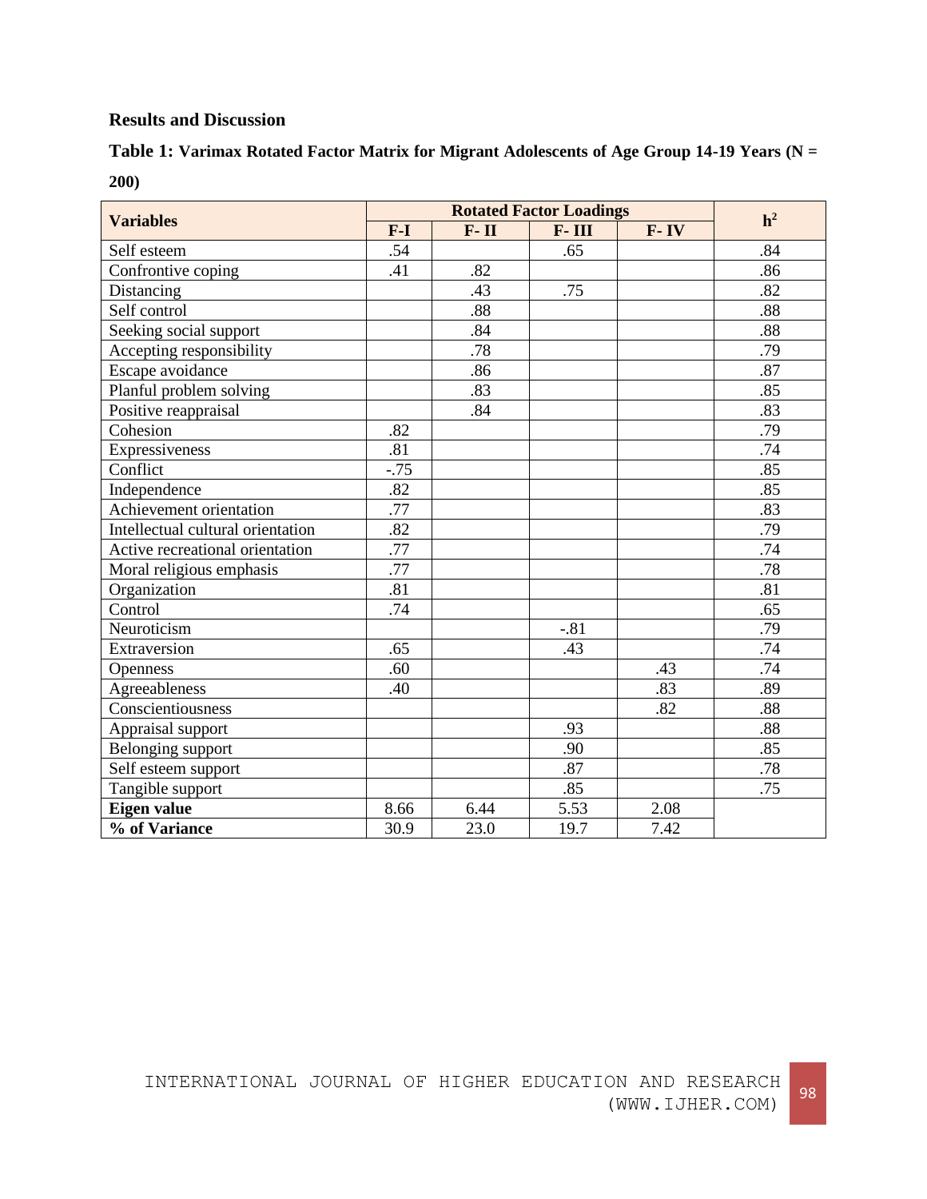## Results and Discussion

**Table 1: Varimax Rotated Factor Matrix for Migrant Adolescents of Age Group 14-19 Years (N = 200)**

| Variables | Rotated Factor Loadings | | | | $h^2$ |
|---|---|---|---|---|---|
| | F-I | F- II | F- III | F- IV | |
| Self esteem | .54 | | .65 | | .84 |
| Confrontive coping | .41 | .82 | | | .86 |
| Distancing | | .43 | .75 | | .82 |
| Self control | | .88 | | | .88 |
| Seeking social support | | .84 | | | .88 |
| Accepting responsibility | | .78 | | | .79 |
| Escape avoidance | | .86 | | | .87 |
| Planful problem solving | | .83 | | | .85 |
| Positive reappraisal | | .84 | | | .83 |
| Cohesion | .82 | | | | .79 |
| Expressiveness | .81 | | | | .74 |
| Conflict | -.75 | | | | .85 |
| Independence | .82 | | | | .85 |
| Achievement orientation | .77 | | | | .83 |
| Intellectual cultural orientation | .82 | | | | .79 |
| Active recreational orientation | .77 | | | | .74 |
| Moral religious emphasis | .77 | | | | .78 |
| Organization | .81 | | | | .81 |
| Control | .74 | | | | .65 |
| Neuroticism | | | -.81 | | .79 |
| Extraversion | .65 | | .43 | | .74 |
| Openness | .60 | | | .43 | .74 |
| Agreeableness | .40 | | | .83 | .89 |
| Conscientiousness | | | | .82 | .88 |
| Appraisal support | | | .93 | | .88 |
| Belonging support | | | .90 | | .85 |
| Self esteem support | | | .87 | | .78 |
| Tangible support | | | .85 | | .75 |
| **Eigen value** | 8.66 | 6.44 | 5.53 | 2.08 | |
| **% of Variance** | 30.9 | 23.0 | 19.7 | 7.42 | |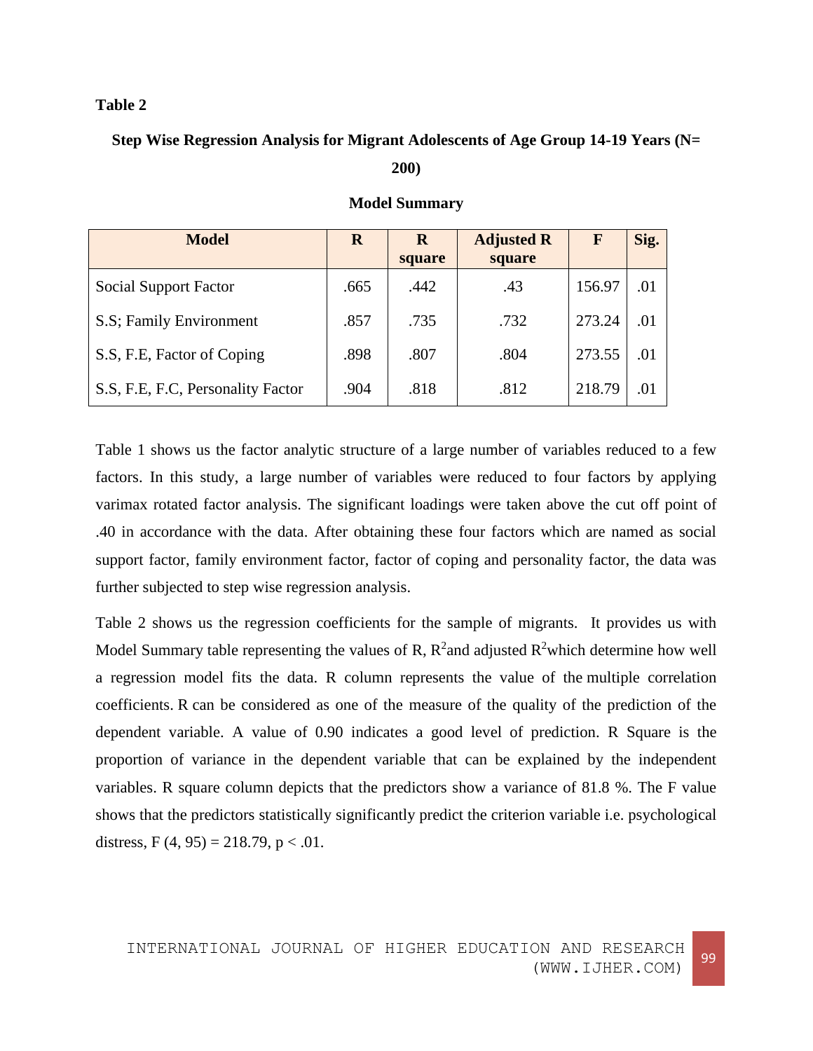**Table 2**

**Step Wise Regression Analysis for Migrant Adolescents of Age Group 14-19 Years (N= 200)**

**Model Summary**

| Model | R | R square | Adjusted R square | F | Sig. |
|---|---|---|---|---|---|
| Social Support Factor | .665 | .442 | .43 | 156.97 | .01 |
| S.S; Family Environment | .857 | .735 | .732 | 273.24 | .01 |
| S.S, F.E, Factor of Coping | .898 | .807 | .804 | 273.55 | .01 |
| S.S, F.E, F.C, Personality Factor | .904 | .818 | .812 | 218.79 | .01 |

Table 1 shows us the factor analytic structure of a large number of variables reduced to a few factors. In this study, a large number of variables were reduced to four factors by applying varimax rotated factor analysis. The significant loadings were taken above the cut off point of .40 in accordance with the data. After obtaining these four factors which are named as social support factor, family environment factor, factor of coping and personality factor, the data was further subjected to step wise regression analysis.

Table 2 shows us the regression coefficients for the sample of migrants. It provides us with Model Summary table representing the values of R, $R^2$and adjusted $R^2$which determine how well a regression model fits the data. R column represents the value of the multiple correlation coefficients. R can be considered as one of the measure of the quality of the prediction of the dependent variable. A value of 0.90 indicates a good level of prediction. R Square is the proportion of variance in the dependent variable that can be explained by the independent variables. R square column depicts that the predictors show a variance of 81.8 %. The F value shows that the predictors statistically significantly predict the criterion variable i.e. psychological distress, $F(4, 95) = 218.79$, $p < .01$.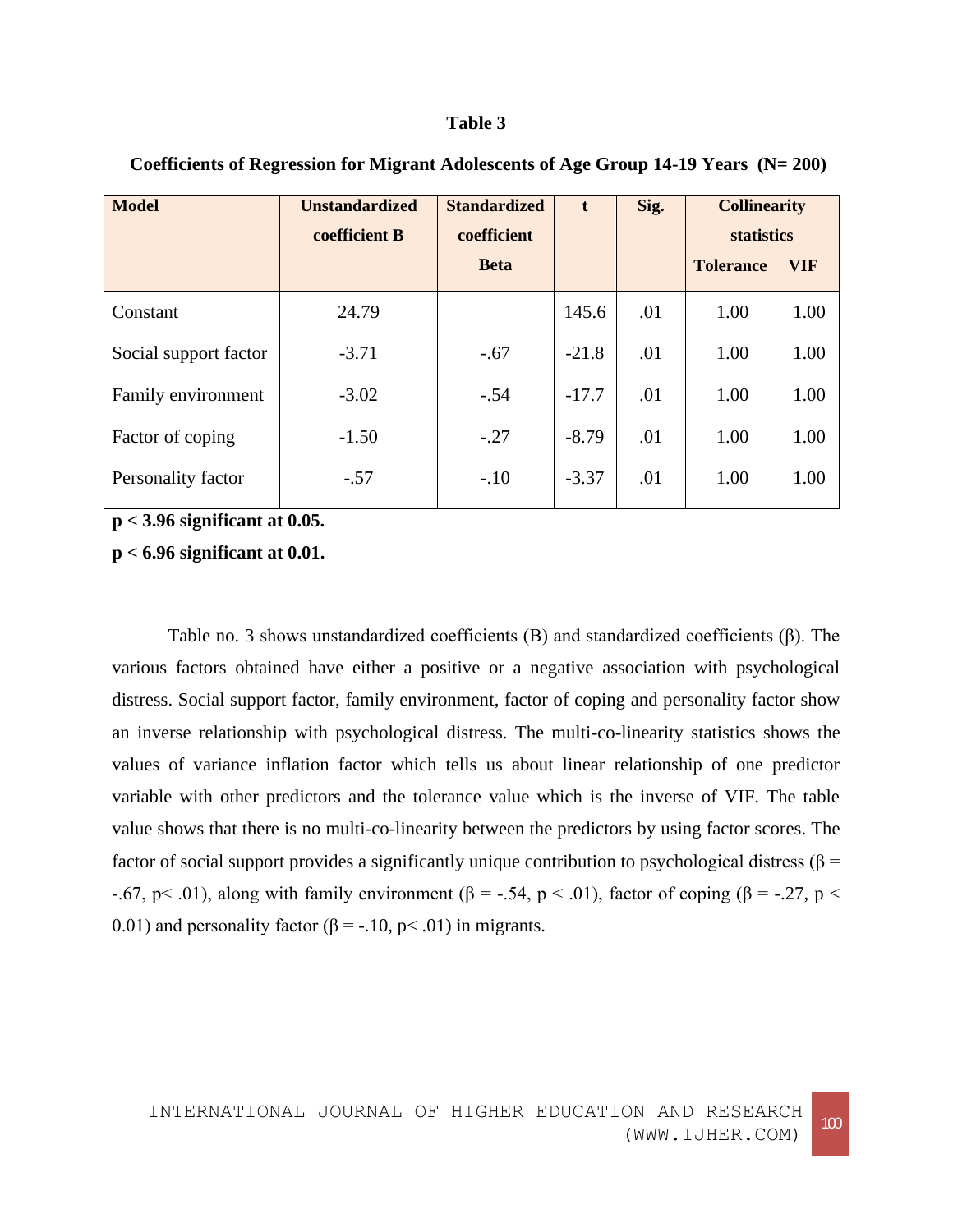**Table 3**

**Coefficients of Regression for Migrant Adolescents of Age Group 14-19 Years (N= 200)**

| Model | Unstandardized coefficient B | Standardized coefficient Beta | t | Sig. | Collinearity statistics | |
|---|---|---|---|---|---|---|
| | | | | | Tolerance | VIF |
| Constant | 24.79 | | 145.6 | .01 | 1.00 | 1.00 |
| Social support factor | -3.71 | -.67 | -21.8 | .01 | 1.00 | 1.00 |
| Family environment | -3.02 | -.54 | -17.7 | .01 | 1.00 | 1.00 |
| Factor of coping | -1.50 | -.27 | -8.79 | .01 | 1.00 | 1.00 |
| Personality factor | -.57 | -.10 | -3.37 | .01 | 1.00 | 1.00 |

**$p < 3.96$ significant at 0.05.**

**$p < 6.96$ significant at 0.01.**

Table no. 3 shows unstandardized coefficients (B) and standardized coefficients (β). The various factors obtained have either a positive or a negative association with psychological distress. Social support factor, family environment, factor of coping and personality factor show an inverse relationship with psychological distress. The multi-co-linearity statistics shows the values of variance inflation factor which tells us about linear relationship of one predictor variable with other predictors and the tolerance value which is the inverse of VIF. The table value shows that there is no multi-co-linearity between the predictors by using factor scores. The factor of social support provides a significantly unique contribution to psychological distress ($\beta = -.67$, $p < .01$), along with family environment ($\beta = -.54$, $p < .01$), factor of coping ($\beta = -.27$, $p < 0.01$) and personality factor ($\beta = -.10$, $p < .01$) in migrants.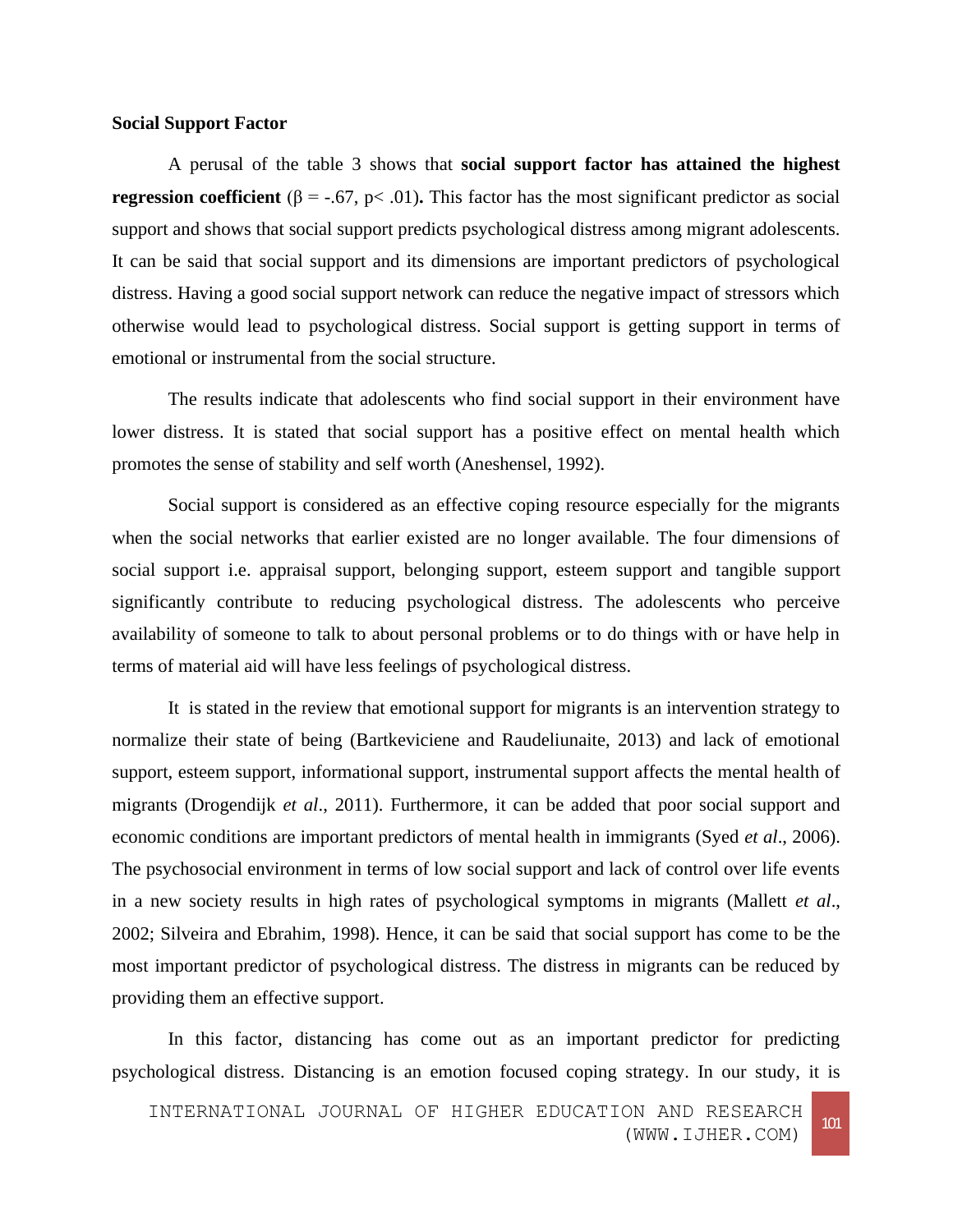**Social Support Factor**

A perusal of the table 3 shows that **social support factor has attained the highest regression coefficient** ($\beta = -.67$, $p < .01$)**.** This factor has the most significant predictor as social support and shows that social support predicts psychological distress among migrant adolescents. It can be said that social support and its dimensions are important predictors of psychological distress. Having a good social support network can reduce the negative impact of stressors which otherwise would lead to psychological distress. Social support is getting support in terms of emotional or instrumental from the social structure.

The results indicate that adolescents who find social support in their environment have lower distress. It is stated that social support has a positive effect on mental health which promotes the sense of stability and self worth (Aneshensel, 1992).

Social support is considered as an effective coping resource especially for the migrants when the social networks that earlier existed are no longer available. The four dimensions of social support i.e. appraisal support, belonging support, esteem support and tangible support significantly contribute to reducing psychological distress. The adolescents who perceive availability of someone to talk to about personal problems or to do things with or have help in terms of material aid will have less feelings of psychological distress.

It is stated in the review that emotional support for migrants is an intervention strategy to normalize their state of being (Bartkeviciene and Raudeliunaite, 2013) and lack of emotional support, esteem support, informational support, instrumental support affects the mental health of migrants (Drogendijk *et al*., 2011). Furthermore, it can be added that poor social support and economic conditions are important predictors of mental health in immigrants (Syed *et al*., 2006). The psychosocial environment in terms of low social support and lack of control over life events in a new society results in high rates of psychological symptoms in migrants (Mallett *et al*., 2002; Silveira and Ebrahim, 1998). Hence, it can be said that social support has come to be the most important predictor of psychological distress. The distress in migrants can be reduced by providing them an effective support.

In this factor, distancing has come out as an important predictor for predicting psychological distress. Distancing is an emotion focused coping strategy. In our study, it is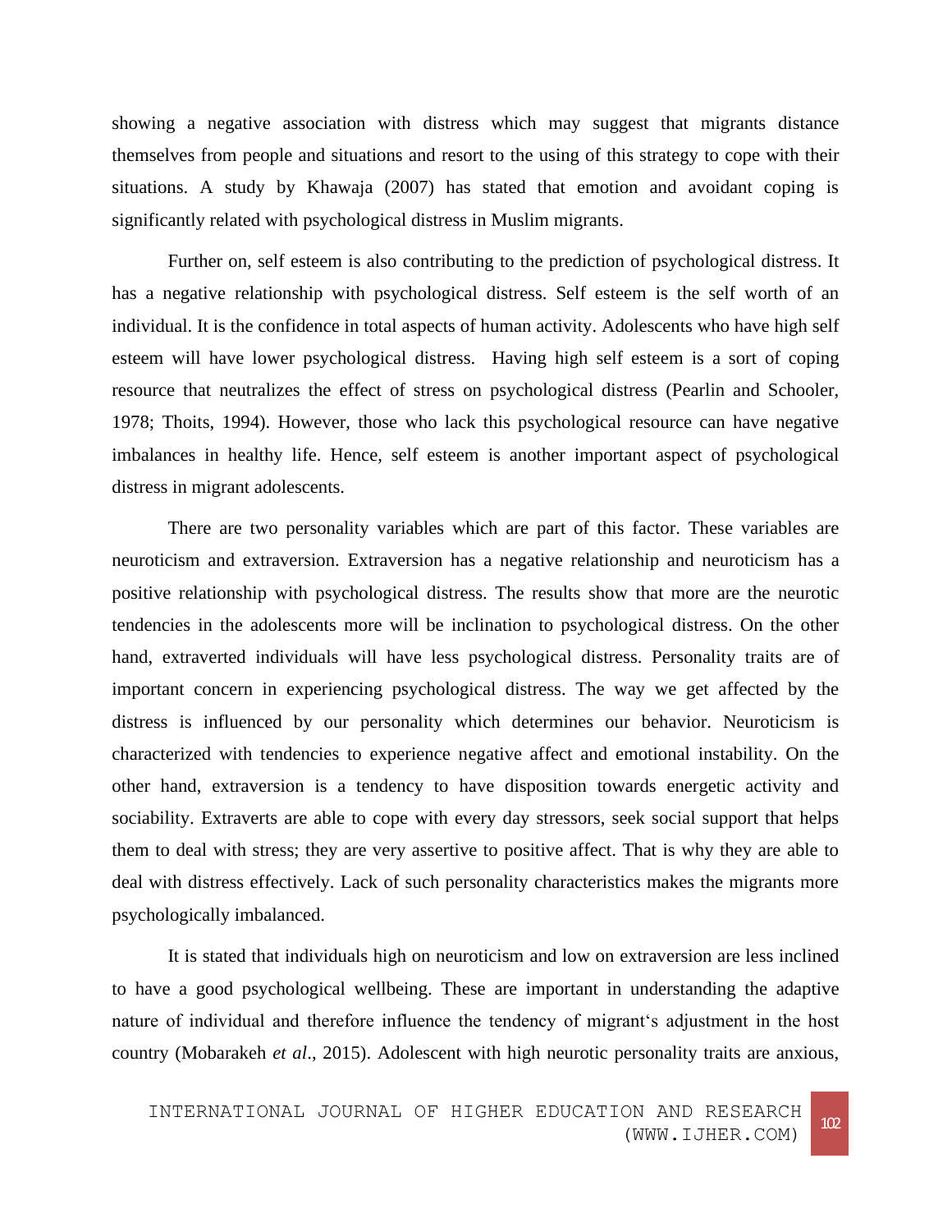showing a negative association with distress which may suggest that migrants distance themselves from people and situations and resort to the using of this strategy to cope with their situations. A study by Khawaja (2007) has stated that emotion and avoidant coping is significantly related with psychological distress in Muslim migrants.

Further on, self esteem is also contributing to the prediction of psychological distress. It has a negative relationship with psychological distress. Self esteem is the self worth of an individual. It is the confidence in total aspects of human activity. Adolescents who have high self esteem will have lower psychological distress. Having high self esteem is a sort of coping resource that neutralizes the effect of stress on psychological distress (Pearlin and Schooler, 1978; Thoits, 1994). However, those who lack this psychological resource can have negative imbalances in healthy life. Hence, self esteem is another important aspect of psychological distress in migrant adolescents.

There are two personality variables which are part of this factor. These variables are neuroticism and extraversion. Extraversion has a negative relationship and neuroticism has a positive relationship with psychological distress. The results show that more are the neurotic tendencies in the adolescents more will be inclination to psychological distress. On the other hand, extraverted individuals will have less psychological distress. Personality traits are of important concern in experiencing psychological distress. The way we get affected by the distress is influenced by our personality which determines our behavior. Neuroticism is characterized with tendencies to experience negative affect and emotional instability. On the other hand, extraversion is a tendency to have disposition towards energetic activity and sociability. Extraverts are able to cope with every day stressors, seek social support that helps them to deal with stress; they are very assertive to positive affect. That is why they are able to deal with distress effectively. Lack of such personality characteristics makes the migrants more psychologically imbalanced.

It is stated that individuals high on neuroticism and low on extraversion are less inclined to have a good psychological wellbeing. These are important in understanding the adaptive nature of individual and therefore influence the tendency of migrant‘s adjustment in the host country (Mobarakeh *et al*., 2015). Adolescent with high neurotic personality traits are anxious,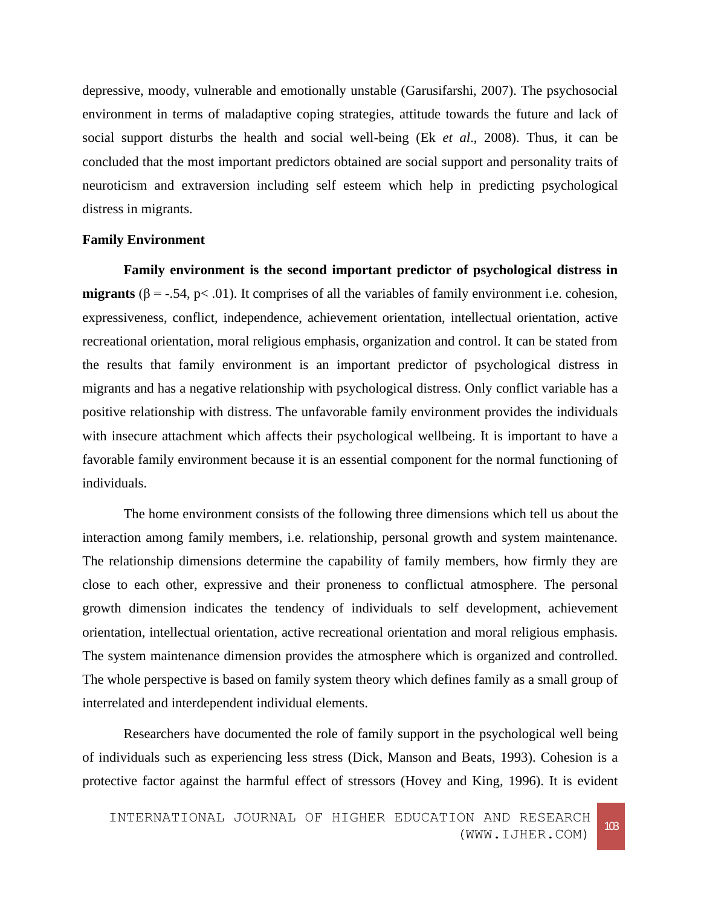depressive, moody, vulnerable and emotionally unstable (Garusifarshi, 2007). The psychosocial environment in terms of maladaptive coping strategies, attitude towards the future and lack of social support disturbs the health and social well-being (Ek *et al*., 2008). Thus, it can be concluded that the most important predictors obtained are social support and personality traits of neuroticism and extraversion including self esteem which help in predicting psychological distress in migrants.

**Family Environment**

**Family environment is the second important predictor of psychological distress in migrants** ($\beta = -.54$, $p < .01$). It comprises of all the variables of family environment i.e. cohesion, expressiveness, conflict, independence, achievement orientation, intellectual orientation, active recreational orientation, moral religious emphasis, organization and control. It can be stated from the results that family environment is an important predictor of psychological distress in migrants and has a negative relationship with psychological distress. Only conflict variable has a positive relationship with distress. The unfavorable family environment provides the individuals with insecure attachment which affects their psychological wellbeing. It is important to have a favorable family environment because it is an essential component for the normal functioning of individuals.

The home environment consists of the following three dimensions which tell us about the interaction among family members, i.e. relationship, personal growth and system maintenance. The relationship dimensions determine the capability of family members, how firmly they are close to each other, expressive and their proneness to conflictual atmosphere. The personal growth dimension indicates the tendency of individuals to self development, achievement orientation, intellectual orientation, active recreational orientation and moral religious emphasis. The system maintenance dimension provides the atmosphere which is organized and controlled. The whole perspective is based on family system theory which defines family as a small group of interrelated and interdependent individual elements.

Researchers have documented the role of family support in the psychological well being of individuals such as experiencing less stress (Dick, Manson and Beats, 1993). Cohesion is a protective factor against the harmful effect of stressors (Hovey and King, 1996). It is evident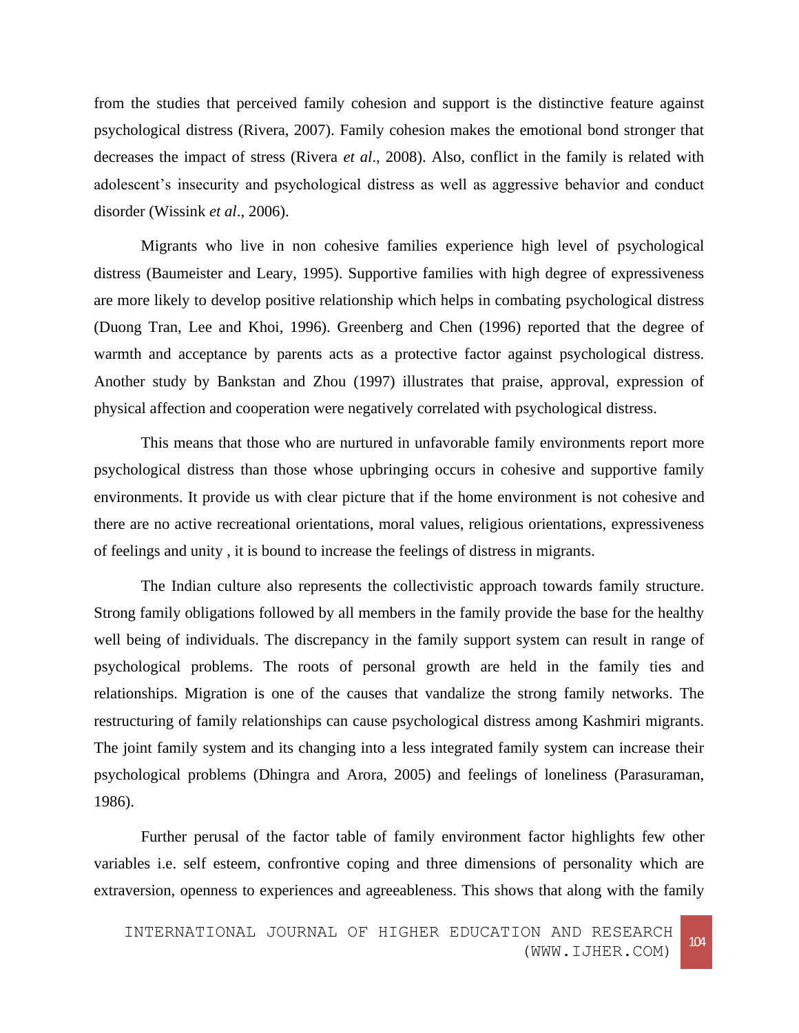from the studies that perceived family cohesion and support is the distinctive feature against psychological distress (Rivera, 2007). Family cohesion makes the emotional bond stronger that decreases the impact of stress (Rivera *et al*., 2008). Also, conflict in the family is related with adolescent's insecurity and psychological distress as well as aggressive behavior and conduct disorder (Wissink *et al*., 2006).

Migrants who live in non cohesive families experience high level of psychological distress (Baumeister and Leary, 1995). Supportive families with high degree of expressiveness are more likely to develop positive relationship which helps in combating psychological distress (Duong Tran, Lee and Khoi, 1996). Greenberg and Chen (1996) reported that the degree of warmth and acceptance by parents acts as a protective factor against psychological distress. Another study by Bankstan and Zhou (1997) illustrates that praise, approval, expression of physical affection and cooperation were negatively correlated with psychological distress.

This means that those who are nurtured in unfavorable family environments report more psychological distress than those whose upbringing occurs in cohesive and supportive family environments. It provide us with clear picture that if the home environment is not cohesive and there are no active recreational orientations, moral values, religious orientations, expressiveness of feelings and unity , it is bound to increase the feelings of distress in migrants.

The Indian culture also represents the collectivistic approach towards family structure. Strong family obligations followed by all members in the family provide the base for the healthy well being of individuals. The discrepancy in the family support system can result in range of psychological problems. The roots of personal growth are held in the family ties and relationships. Migration is one of the causes that vandalize the strong family networks. The restructuring of family relationships can cause psychological distress among Kashmiri migrants. The joint family system and its changing into a less integrated family system can increase their psychological problems (Dhingra and Arora, 2005) and feelings of loneliness (Parasuraman, 1986).

Further perusal of the factor table of family environment factor highlights few other variables i.e. self esteem, confrontive coping and three dimensions of personality which are extraversion, openness to experiences and agreeableness. This shows that along with the family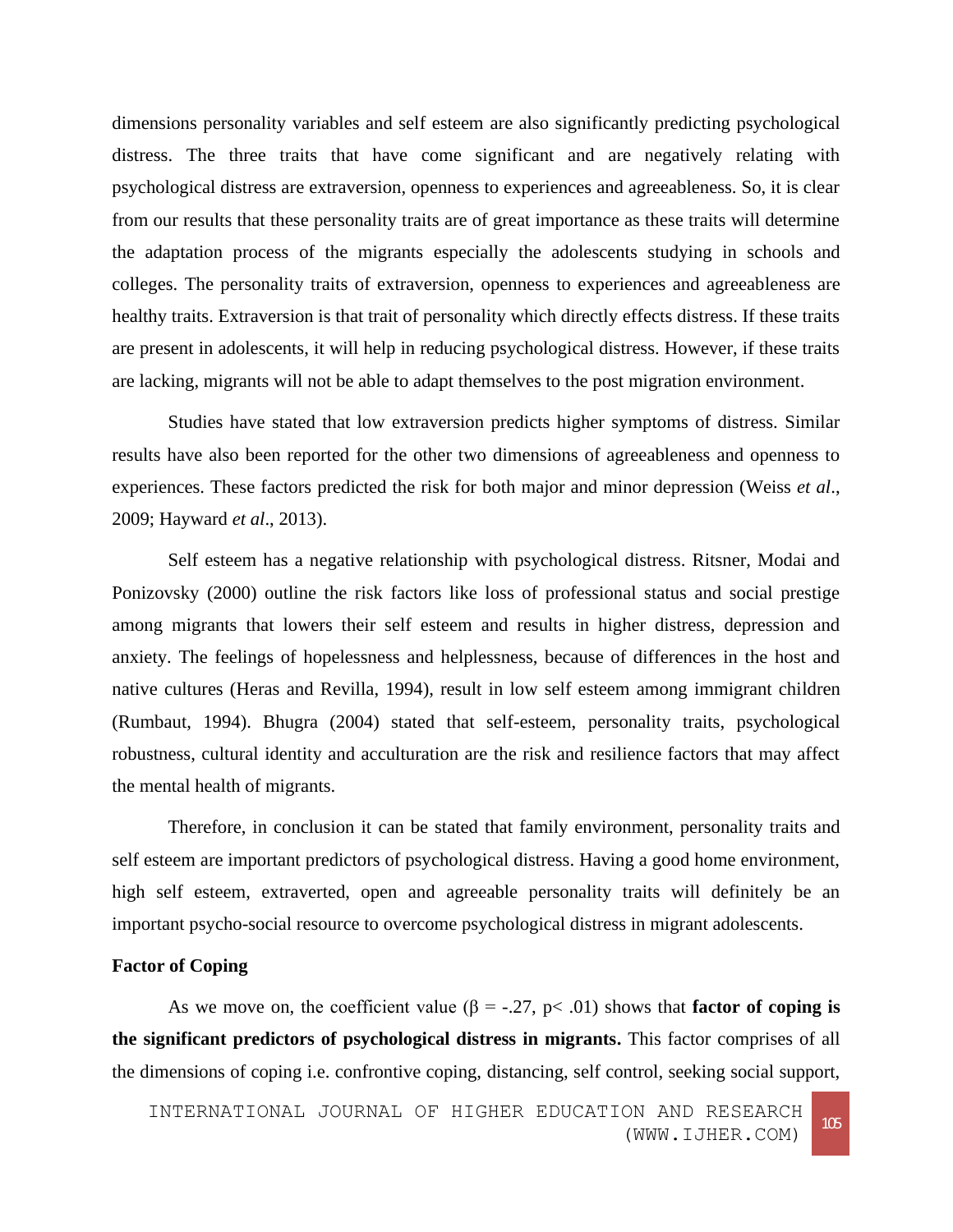dimensions personality variables and self esteem are also significantly predicting psychological distress. The three traits that have come significant and are negatively relating with psychological distress are extraversion, openness to experiences and agreeableness. So, it is clear from our results that these personality traits are of great importance as these traits will determine the adaptation process of the migrants especially the adolescents studying in schools and colleges. The personality traits of extraversion, openness to experiences and agreeableness are healthy traits. Extraversion is that trait of personality which directly effects distress. If these traits are present in adolescents, it will help in reducing psychological distress. However, if these traits are lacking, migrants will not be able to adapt themselves to the post migration environment.

Studies have stated that low extraversion predicts higher symptoms of distress. Similar results have also been reported for the other two dimensions of agreeableness and openness to experiences. These factors predicted the risk for both major and minor depression (Weiss *et al*., 2009; Hayward *et al*., 2013).

Self esteem has a negative relationship with psychological distress. Ritsner, Modai and Ponizovsky (2000) outline the risk factors like loss of professional status and social prestige among migrants that lowers their self esteem and results in higher distress, depression and anxiety. The feelings of hopelessness and helplessness, because of differences in the host and native cultures (Heras and Revilla, 1994), result in low self esteem among immigrant children (Rumbaut, 1994). Bhugra (2004) stated that self-esteem, personality traits, psychological robustness, cultural identity and acculturation are the risk and resilience factors that may affect the mental health of migrants.

Therefore, in conclusion it can be stated that family environment, personality traits and self esteem are important predictors of psychological distress. Having a good home environment, high self esteem, extraverted, open and agreeable personality traits will definitely be an important psycho-social resource to overcome psychological distress in migrant adolescents.

**Factor of Coping**

As we move on, the coefficient value ($\beta = -.27$, $p < .01$) shows that **factor of coping is the significant predictors of psychological distress in migrants.** This factor comprises of all the dimensions of coping i.e. confrontive coping, distancing, self control, seeking social support,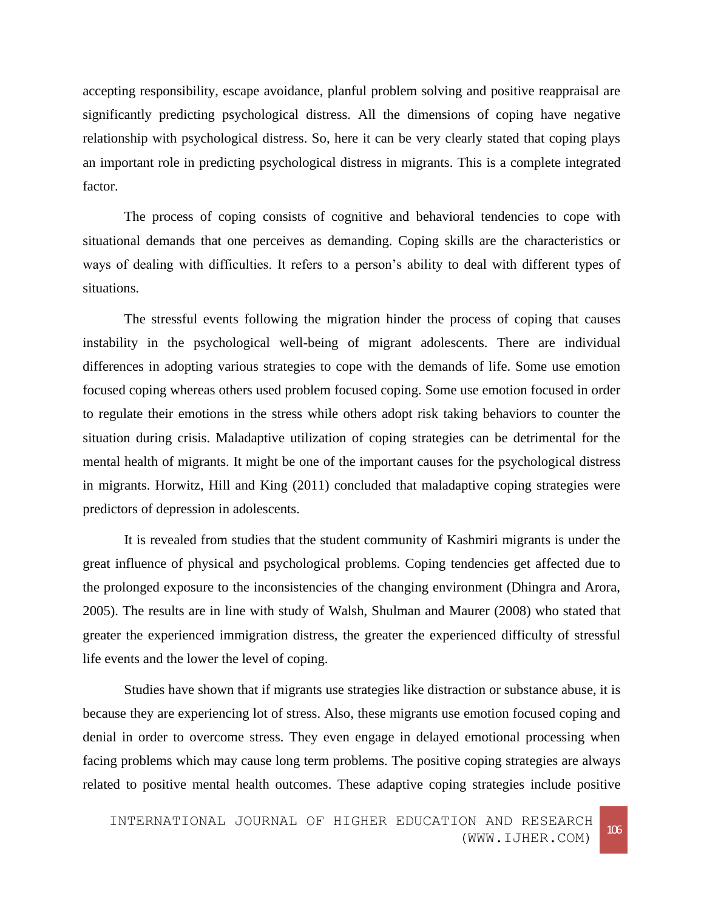accepting responsibility, escape avoidance, planful problem solving and positive reappraisal are significantly predicting psychological distress. All the dimensions of coping have negative relationship with psychological distress. So, here it can be very clearly stated that coping plays an important role in predicting psychological distress in migrants. This is a complete integrated factor.

The process of coping consists of cognitive and behavioral tendencies to cope with situational demands that one perceives as demanding. Coping skills are the characteristics or ways of dealing with difficulties. It refers to a person's ability to deal with different types of situations.

The stressful events following the migration hinder the process of coping that causes instability in the psychological well-being of migrant adolescents. There are individual differences in adopting various strategies to cope with the demands of life. Some use emotion focused coping whereas others used problem focused coping. Some use emotion focused in order to regulate their emotions in the stress while others adopt risk taking behaviors to counter the situation during crisis. Maladaptive utilization of coping strategies can be detrimental for the mental health of migrants. It might be one of the important causes for the psychological distress in migrants. Horwitz, Hill and King (2011) concluded that maladaptive coping strategies were predictors of depression in adolescents.

It is revealed from studies that the student community of Kashmiri migrants is under the great influence of physical and psychological problems. Coping tendencies get affected due to the prolonged exposure to the inconsistencies of the changing environment (Dhingra and Arora, 2005). The results are in line with study of Walsh, Shulman and Maurer (2008) who stated that greater the experienced immigration distress, the greater the experienced difficulty of stressful life events and the lower the level of coping.

Studies have shown that if migrants use strategies like distraction or substance abuse, it is because they are experiencing lot of stress. Also, these migrants use emotion focused coping and denial in order to overcome stress. They even engage in delayed emotional processing when facing problems which may cause long term problems. The positive coping strategies are always related to positive mental health outcomes. These adaptive coping strategies include positive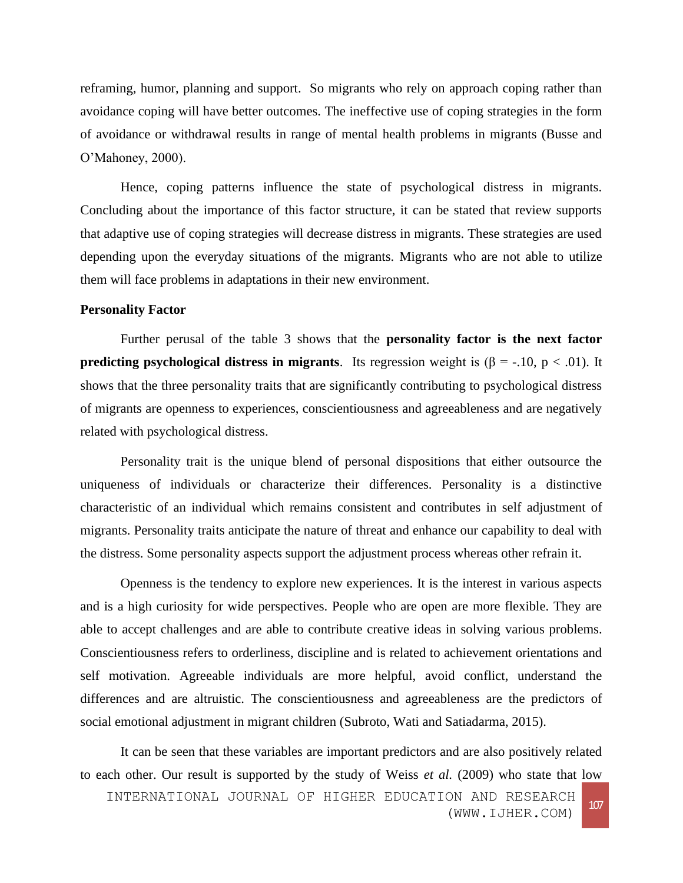reframing, humor, planning and support. So migrants who rely on approach coping rather than avoidance coping will have better outcomes. The ineffective use of coping strategies in the form of avoidance or withdrawal results in range of mental health problems in migrants (Busse and O'Mahoney, 2000).

Hence, coping patterns influence the state of psychological distress in migrants. Concluding about the importance of this factor structure, it can be stated that review supports that adaptive use of coping strategies will decrease distress in migrants. These strategies are used depending upon the everyday situations of the migrants. Migrants who are not able to utilize them will face problems in adaptations in their new environment.

**Personality Factor**

Further perusal of the table 3 shows that the **personality factor is the next factor predicting psychological distress in migrants**. Its regression weight is ($\beta = -.10$, $p < .01$). It shows that the three personality traits that are significantly contributing to psychological distress of migrants are openness to experiences, conscientiousness and agreeableness and are negatively related with psychological distress.

Personality trait is the unique blend of personal dispositions that either outsource the uniqueness of individuals or characterize their differences. Personality is a distinctive characteristic of an individual which remains consistent and contributes in self adjustment of migrants. Personality traits anticipate the nature of threat and enhance our capability to deal with the distress. Some personality aspects support the adjustment process whereas other refrain it.

Openness is the tendency to explore new experiences. It is the interest in various aspects and is a high curiosity for wide perspectives. People who are open are more flexible. They are able to accept challenges and are able to contribute creative ideas in solving various problems. Conscientiousness refers to orderliness, discipline and is related to achievement orientations and self motivation. Agreeable individuals are more helpful, avoid conflict, understand the differences and are altruistic. The conscientiousness and agreeableness are the predictors of social emotional adjustment in migrant children (Subroto, Wati and Satiadarma, 2015).

It can be seen that these variables are important predictors and are also positively related to each other. Our result is supported by the study of Weiss *et al.* (2009) who state that low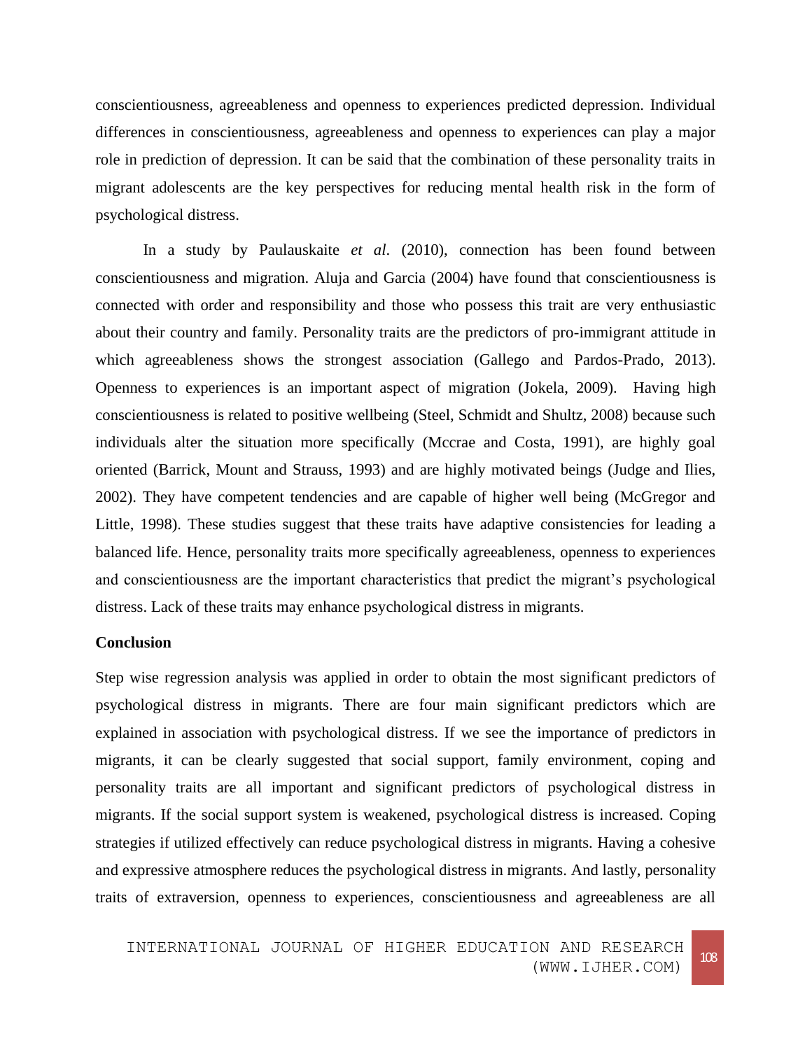conscientiousness, agreeableness and openness to experiences predicted depression. Individual differences in conscientiousness, agreeableness and openness to experiences can play a major role in prediction of depression. It can be said that the combination of these personality traits in migrant adolescents are the key perspectives for reducing mental health risk in the form of psychological distress.

In a study by Paulauskaite *et al*. (2010), connection has been found between conscientiousness and migration. Aluja and Garcia (2004) have found that conscientiousness is connected with order and responsibility and those who possess this trait are very enthusiastic about their country and family. Personality traits are the predictors of pro-immigrant attitude in which agreeableness shows the strongest association (Gallego and Pardos-Prado, 2013). Openness to experiences is an important aspect of migration (Jokela, 2009). Having high conscientiousness is related to positive wellbeing (Steel, Schmidt and Shultz, 2008) because such individuals alter the situation more specifically (Mccrae and Costa, 1991), are highly goal oriented (Barrick, Mount and Strauss, 1993) and are highly motivated beings (Judge and Ilies, 2002). They have competent tendencies and are capable of higher well being (McGregor and Little, 1998). These studies suggest that these traits have adaptive consistencies for leading a balanced life. Hence, personality traits more specifically agreeableness, openness to experiences and conscientiousness are the important characteristics that predict the migrant's psychological distress. Lack of these traits may enhance psychological distress in migrants.

**Conclusion**

Step wise regression analysis was applied in order to obtain the most significant predictors of psychological distress in migrants. There are four main significant predictors which are explained in association with psychological distress. If we see the importance of predictors in migrants, it can be clearly suggested that social support, family environment, coping and personality traits are all important and significant predictors of psychological distress in migrants. If the social support system is weakened, psychological distress is increased. Coping strategies if utilized effectively can reduce psychological distress in migrants. Having a cohesive and expressive atmosphere reduces the psychological distress in migrants. And lastly, personality traits of extraversion, openness to experiences, conscientiousness and agreeableness are all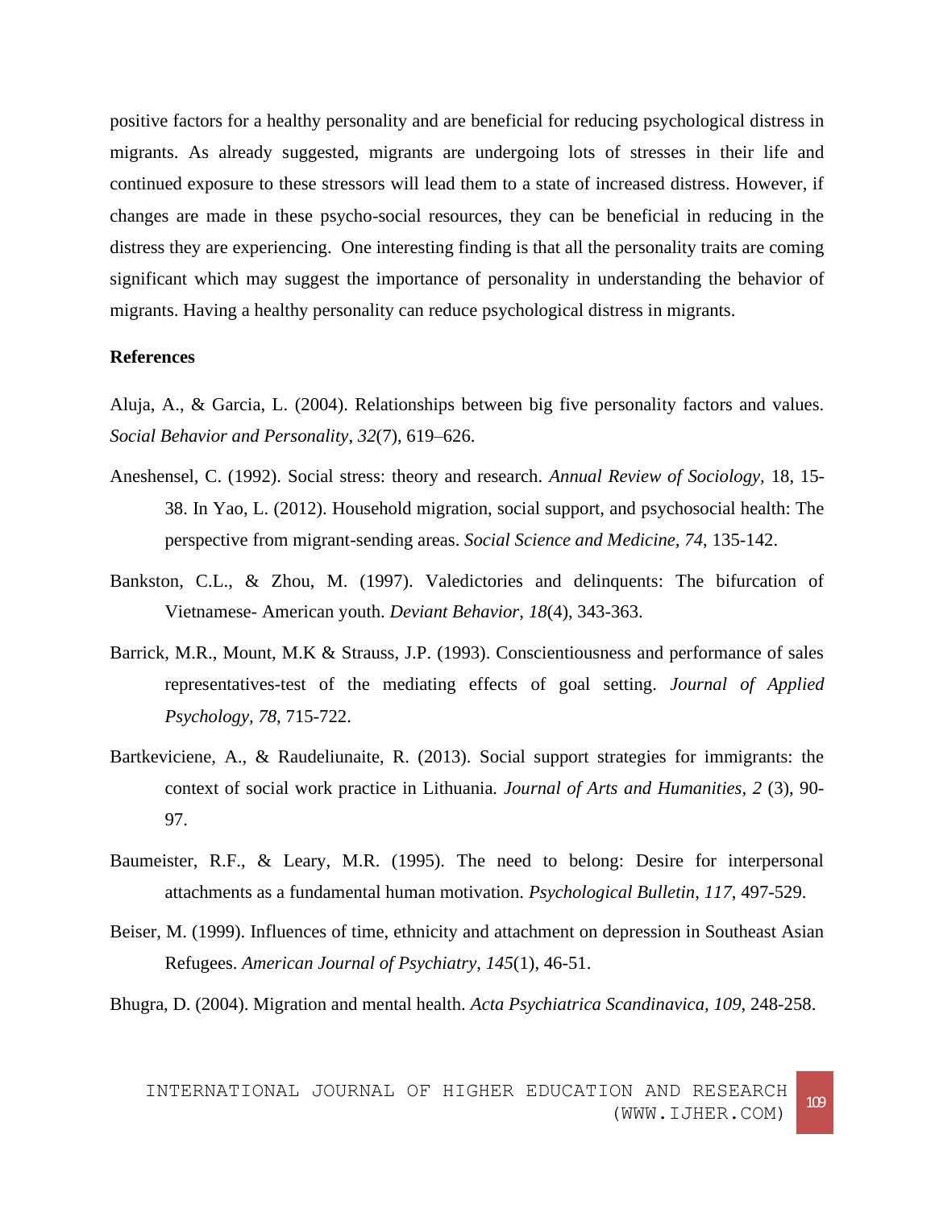positive factors for a healthy personality and are beneficial for reducing psychological distress in migrants. As already suggested, migrants are undergoing lots of stresses in their life and continued exposure to these stressors will lead them to a state of increased distress. However, if changes are made in these psycho-social resources, they can be beneficial in reducing in the distress they are experiencing. One interesting finding is that all the personality traits are coming significant which may suggest the importance of personality in understanding the behavior of migrants. Having a healthy personality can reduce psychological distress in migrants.

**References**

Aluja, A., & Garcia, L. (2004). Relationships between big five personality factors and values. *Social Behavior and Personality*, *32*(7), 619–626.

Aneshensel, C. (1992). Social stress: theory and research. *Annual Review of Sociology*, 18, 15-38. In Yao, L. (2012). Household migration, social support, and psychosocial health: The perspective from migrant-sending areas. *Social Science and Medicine, 74*, 135-142.

Bankston, C.L., & Zhou, M. (1997). Valedictories and delinquents: The bifurcation of Vietnamese- American youth. *Deviant Behavior*, *18*(4), 343-363.

Barrick, M.R., Mount, M.K & Strauss, J.P. (1993). Conscientiousness and performance of sales representatives-test of the mediating effects of goal setting. *Journal of Applied Psychology*, *78*, 715-722.

Bartkeviciene, A., & Raudeliunaite, R. (2013). Social support strategies for immigrants: the context of social work practice in Lithuania. *Journal of Arts and Humanities, 2* (3), 90-97.

Baumeister, R.F., & Leary, M.R. (1995). The need to belong: Desire for interpersonal attachments as a fundamental human motivation. *Psychological Bulletin*, *117*, 497-529.

Beiser, M. (1999). Influences of time, ethnicity and attachment on depression in Southeast Asian Refugees. *American Journal of Psychiatry*, *145*(1), 46-51.

Bhugra, D. (2004). Migration and mental health. *Acta Psychiatrica Scandinavica, 109*, 248-258.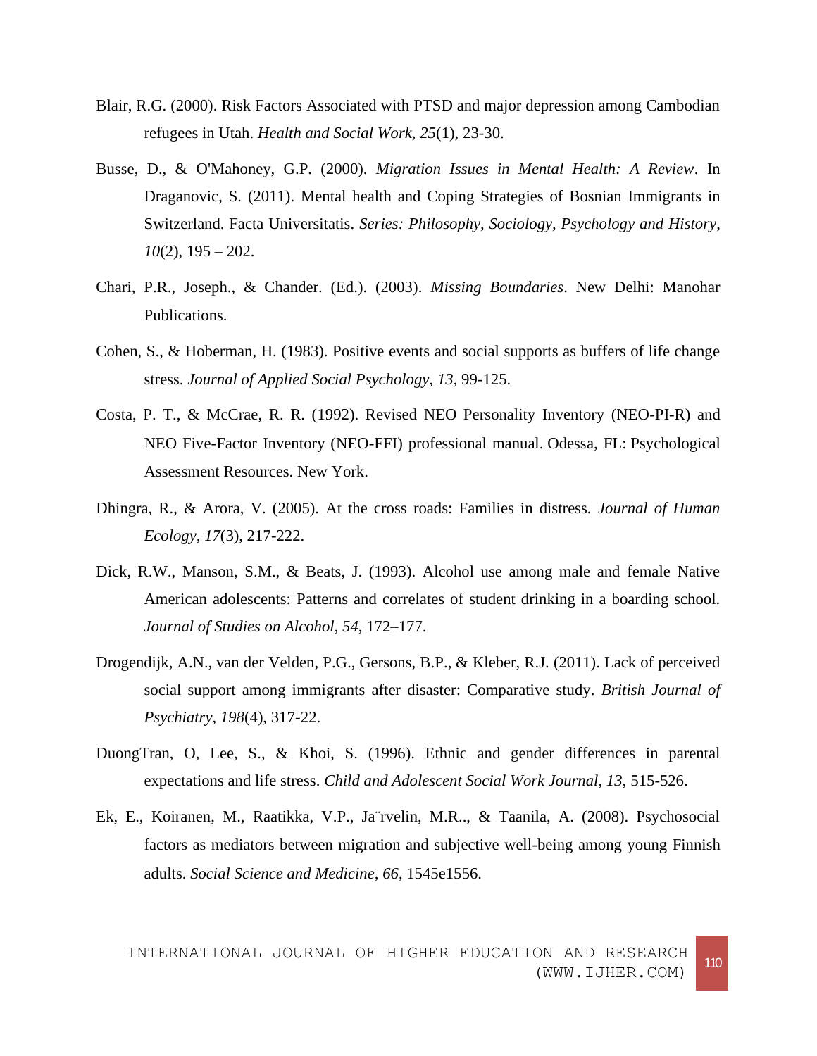Blair, R.G. (2000). Risk Factors Associated with PTSD and major depression among Cambodian refugees in Utah. *Health and Social Work, 25*(1), 23-30.

Busse, D., & O'Mahoney, G.P. (2000). *Migration Issues in Mental Health: A Review*. In Draganovic, S. (2011). Mental health and Coping Strategies of Bosnian Immigrants in Switzerland. Facta Universitatis. *Series: Philosophy, Sociology, Psychology and History, 10*(2), 195 – 202.

Chari, P.R., Joseph., & Chander. (Ed.). (2003). *Missing Boundaries*. New Delhi: Manohar Publications.

Cohen, S., & Hoberman, H. (1983). Positive events and social supports as buffers of life change stress. *Journal of Applied Social Psychology, 13*, 99-125.

Costa, P. T., & McCrae, R. R. (1992). Revised NEO Personality Inventory (NEO-PI-R) and NEO Five-Factor Inventory (NEO-FFI) professional manual. Odessa, FL: Psychological Assessment Resources. New York.

Dhingra, R., & Arora, V. (2005). At the cross roads: Families in distress. *Journal of Human Ecology, 17*(3), 217-222.

Dick, R.W., Manson, S.M., & Beats, J. (1993). Alcohol use among male and female Native American adolescents: Patterns and correlates of student drinking in a boarding school. *Journal of Studies on Alcohol, 54*, 172–177.

Drogendijk, A.N., van der Velden, P.G., Gersons, B.P., & Kleber, R.J. (2011). Lack of perceived social support among immigrants after disaster: Comparative study. *British Journal of Psychiatry, 198*(4), 317-22.

DuongTran, O, Lee, S., & Khoi, S. (1996). Ethnic and gender differences in parental expectations and life stress. *Child and Adolescent Social Work Journal, 13*, 515-526.

Ek, E., Koiranen, M., Raatikka, V.P., Ja¨rvelin, M.R.., & Taanila, A. (2008). Psychosocial factors as mediators between migration and subjective well-being among young Finnish adults. *Social Science and Medicine, 66*, 1545e1556.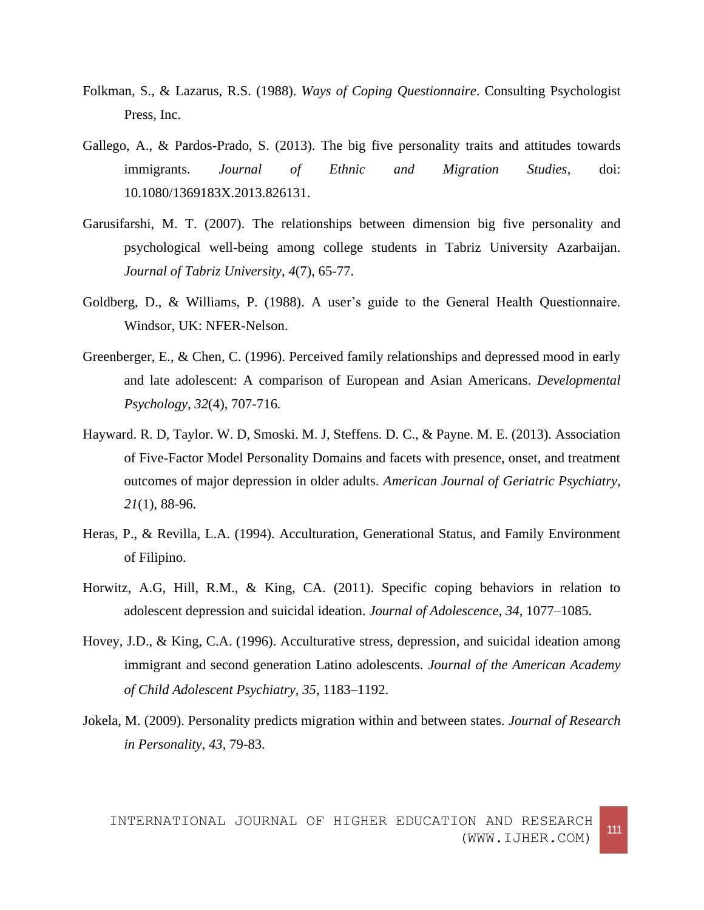Folkman, S., & Lazarus, R.S. (1988). *Ways of Coping Questionnaire*. Consulting Psychologist Press, Inc.

Gallego, A., & Pardos-Prado, S. (2013). The big five personality traits and attitudes towards immigrants. *Journal of Ethnic and Migration Studies*, doi: 10.1080/1369183X.2013.826131.

Garusifarshi, M. T. (2007). The relationships between dimension big five personality and psychological well-being among college students in Tabriz University Azarbaijan. *Journal of Tabriz University*, *4*(7), 65-77.

Goldberg, D., & Williams, P. (1988). A user's guide to the General Health Questionnaire. Windsor, UK: NFER-Nelson.

Greenberger, E., & Chen, C. (1996). Perceived family relationships and depressed mood in early and late adolescent: A comparison of European and Asian Americans. *Developmental Psychology, 32*(4), 707-716*.*

Hayward. R. D, Taylor. W. D, Smoski. M. J, Steffens. D. C., & Payne. M. E. (2013). Association of Five-Factor Model Personality Domains and facets with presence, onset, and treatment outcomes of major depression in older adults. *American Journal of Geriatric Psychiatry*, *21*(1), 88-96.

Heras, P., & Revilla, L.A. (1994). Acculturation, Generational Status, and Family Environment of Filipino.

Horwitz, A.G, Hill, R.M., & King, CA. (2011). Specific coping behaviors in relation to adolescent depression and suicidal ideation. *Journal of Adolescence, 34*, 1077–1085.

Hovey, J.D., & King, C.A. (1996). Acculturative stress, depression, and suicidal ideation among immigrant and second generation Latino adolescents. *Journal of the American Academy of Child Adolescent Psychiatry*, *35*, 1183–1192.

Jokela, M. (2009). Personality predicts migration within and between states. *Journal of Research in Personality*, *43*, 79-83.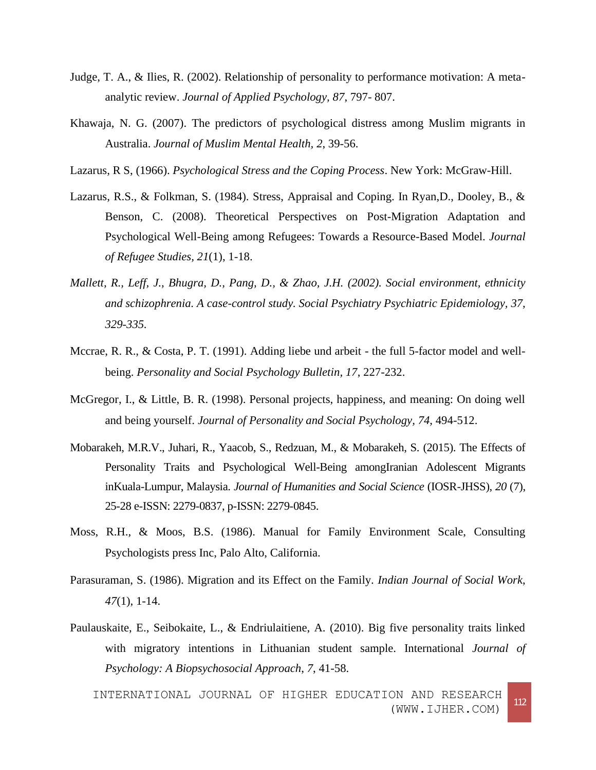Judge, T. A., & Ilies, R. (2002). Relationship of personality to performance motivation: A meta-analytic review. *Journal of Applied Psychology, 87*, 797- 807.

Khawaja, N. G. (2007). The predictors of psychological distress among Muslim migrants in Australia. *Journal of Muslim Mental Health, 2*, 39-56.

Lazarus, R S, (1966). *Psychological Stress and the Coping Process*. New York: McGraw-Hill.

Lazarus, R.S., & Folkman, S. (1984). Stress, Appraisal and Coping. In Ryan,D., Dooley, B., & Benson, C. (2008). Theoretical Perspectives on Post-Migration Adaptation and Psychological Well-Being among Refugees: Towards a Resource-Based Model. *Journal of Refugee Studies, 21*(1), 1-18.

*Mallett, R., Leff, J., Bhugra, D., Pang, D., & Zhao, J.H. (2002). Social environment, ethnicity and schizophrenia. A case-control study. Social Psychiatry Psychiatric Epidemiology, 37, 329-335.*

Mccrae, R. R., & Costa, P. T. (1991). Adding liebe und arbeit - the full 5-factor model and well-being. *Personality and Social Psychology Bulletin, 17*, 227-232.

McGregor, I., & Little, B. R. (1998). Personal projects, happiness, and meaning: On doing well and being yourself. *Journal of Personality and Social Psychology, 74*, 494-512.

Mobarakeh, M.R.V., Juhari, R., Yaacob, S., Redzuan, M., & Mobarakeh, S. (2015). The Effects of Personality Traits and Psychological Well-Being amongIranian Adolescent Migrants inKuala-Lumpur, Malaysia. *Journal of Humanities and Social Science* (IOSR-JHSS), *20* (7), 25-28 e-ISSN: 2279-0837, p-ISSN: 2279-0845.

Moss, R.H., & Moos, B.S. (1986). Manual for Family Environment Scale, Consulting Psychologists press Inc, Palo Alto, California.

Parasuraman, S. (1986). Migration and its Effect on the Family. *Indian Journal of Social Work, 47*(1), 1-14.

Paulauskaite, E., Seibokaite, L., & Endriulaitiene, A. (2010). Big five personality traits linked with migratory intentions in Lithuanian student sample. International *Journal of Psychology: A Biopsychosocial Approach, 7*, 41-58.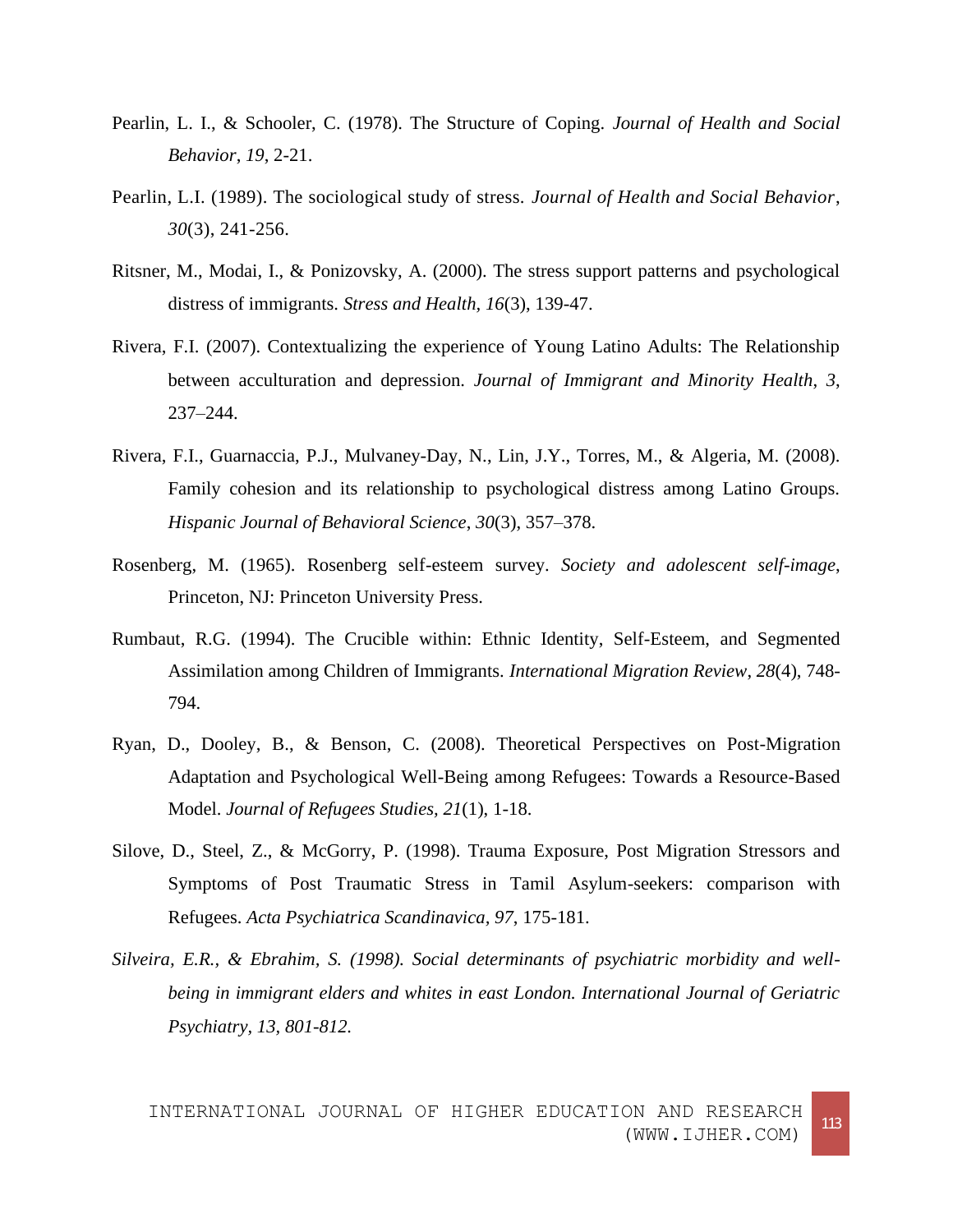Pearlin, L. I., & Schooler, C. (1978). The Structure of Coping. *Journal of Health and Social Behavior*, *19*, 2-21.

Pearlin, L.I. (1989). The sociological study of stress. *Journal of Health and Social Behavior*, *30*(3), 241-256.

Ritsner, M., Modai, I., & Ponizovsky, A. (2000). The stress support patterns and psychological distress of immigrants. *Stress and Health, 16*(3), 139-47.

Rivera, F.I. (2007). Contextualizing the experience of Young Latino Adults: The Relationship between acculturation and depression. *Journal of Immigrant and Minority Health*, *3*, 237–244.

Rivera, F.I., Guarnaccia, P.J., Mulvaney-Day, N., Lin, J.Y., Torres, M., & Algeria, M. (2008). Family cohesion and its relationship to psychological distress among Latino Groups. *Hispanic Journal of Behavioral Science*, *30*(3), 357–378.

Rosenberg, M. (1965). Rosenberg self-esteem survey. *Society and adolescent self-image*, Princeton, NJ: Princeton University Press.

Rumbaut, R.G. (1994). The Crucible within: Ethnic Identity, Self-Esteem, and Segmented Assimilation among Children of Immigrants. *International Migration Review*, *28*(4), 748-794.

Ryan, D., Dooley, B., & Benson, C. (2008). Theoretical Perspectives on Post-Migration Adaptation and Psychological Well-Being among Refugees: Towards a Resource-Based Model. *Journal of Refugees Studies, 21*(1), 1-18.

Silove, D., Steel, Z., & McGorry, P. (1998). Trauma Exposure, Post Migration Stressors and Symptoms of Post Traumatic Stress in Tamil Asylum-seekers: comparison with Refugees. *Acta Psychiatrica Scandinavica*, *97*, 175-181.

*Silveira, E.R., & Ebrahim, S. (1998). Social determinants of psychiatric morbidity and well-being in immigrant elders and whites in east London. International Journal of Geriatric Psychiatry, 13, 801-812.*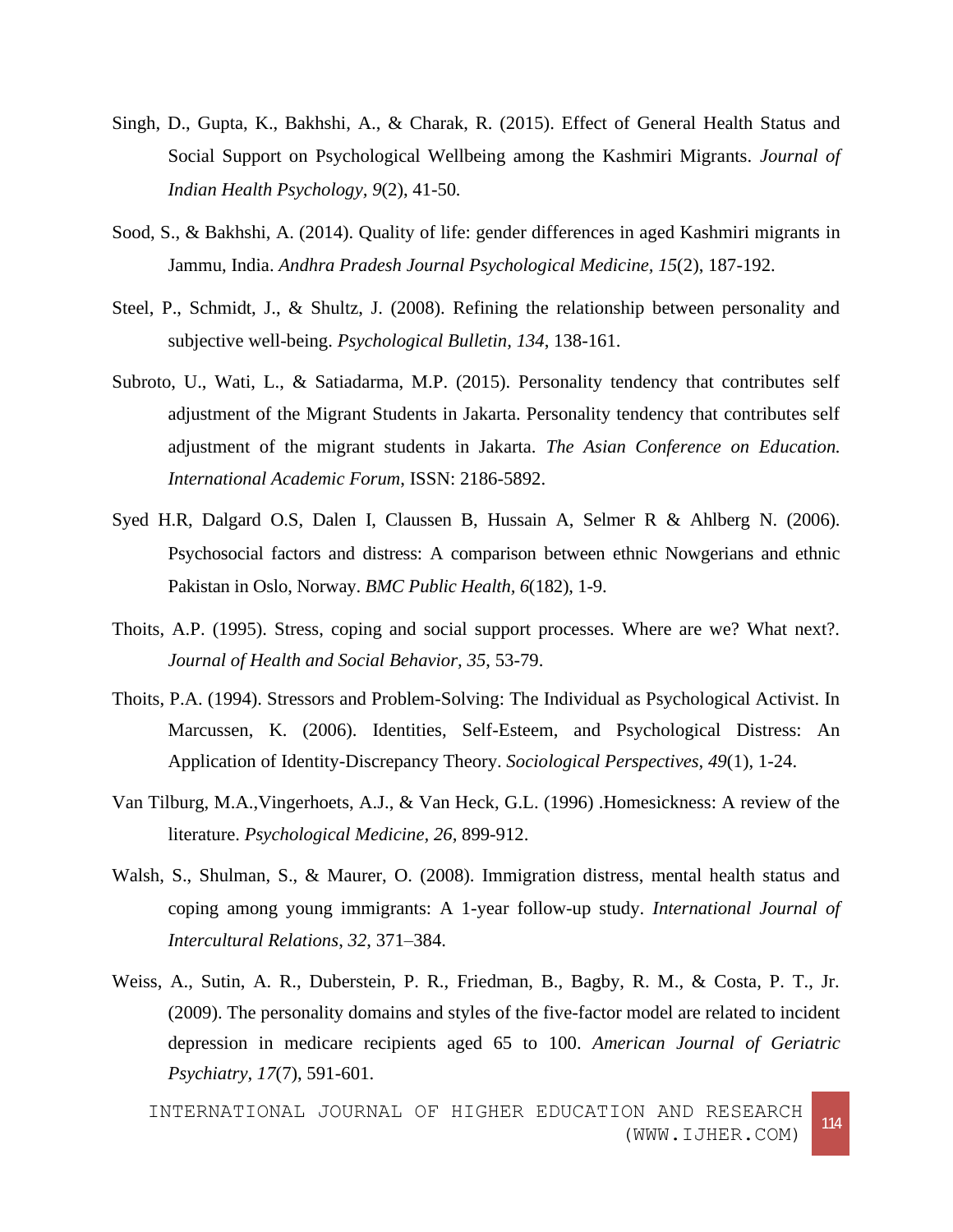Singh, D., Gupta, K., Bakhshi, A., & Charak, R. (2015). Effect of General Health Status and Social Support on Psychological Wellbeing among the Kashmiri Migrants. *Journal of Indian Health Psychology, 9*(2), 41-50.

Sood, S., & Bakhshi, A. (2014). Quality of life: gender differences in aged Kashmiri migrants in Jammu, India. *Andhra Pradesh Journal Psychological Medicine, 15*(2), 187-192.

Steel, P., Schmidt, J., & Shultz, J. (2008). Refining the relationship between personality and subjective well-being. *Psychological Bulletin, 134*, 138-161.

Subroto, U., Wati, L., & Satiadarma, M.P. (2015). Personality tendency that contributes self adjustment of the Migrant Students in Jakarta. Personality tendency that contributes self adjustment of the migrant students in Jakarta. *The Asian Conference on Education. International Academic Forum*, ISSN: 2186-5892.

Syed H.R, Dalgard O.S, Dalen I, Claussen B, Hussain A, Selmer R & Ahlberg N. (2006). Psychosocial factors and distress: A comparison between ethnic Nowgerians and ethnic Pakistan in Oslo, Norway. *BMC Public Health*, *6*(182), 1-9.

Thoits, A.P. (1995). Stress, coping and social support processes. Where are we? What next?. *Journal of Health and Social Behavior*, *35*, 53-79.

Thoits, P.A. (1994). Stressors and Problem-Solving: The Individual as Psychological Activist. In Marcussen, K. (2006). Identities, Self-Esteem, and Psychological Distress: An Application of Identity-Discrepancy Theory. *Sociological Perspectives, 49*(1), 1-24.

Van Tilburg, M.A.,Vingerhoets, A.J., & Van Heck, G.L. (1996) .Homesickness: A review of the literature. *Psychological Medicine, 26,* 899-912.

Walsh, S., Shulman, S., & Maurer, O. (2008). Immigration distress, mental health status and coping among young immigrants: A 1-year follow-up study. *International Journal of Intercultural Relations*, *32*, 371–384.

Weiss, A., Sutin, A. R., Duberstein, P. R., Friedman, B., Bagby, R. M., & Costa, P. T., Jr. (2009). The personality domains and styles of the five-factor model are related to incident depression in medicare recipients aged 65 to 100. *American Journal of Geriatric Psychiatry*, *17*(7), 591-601.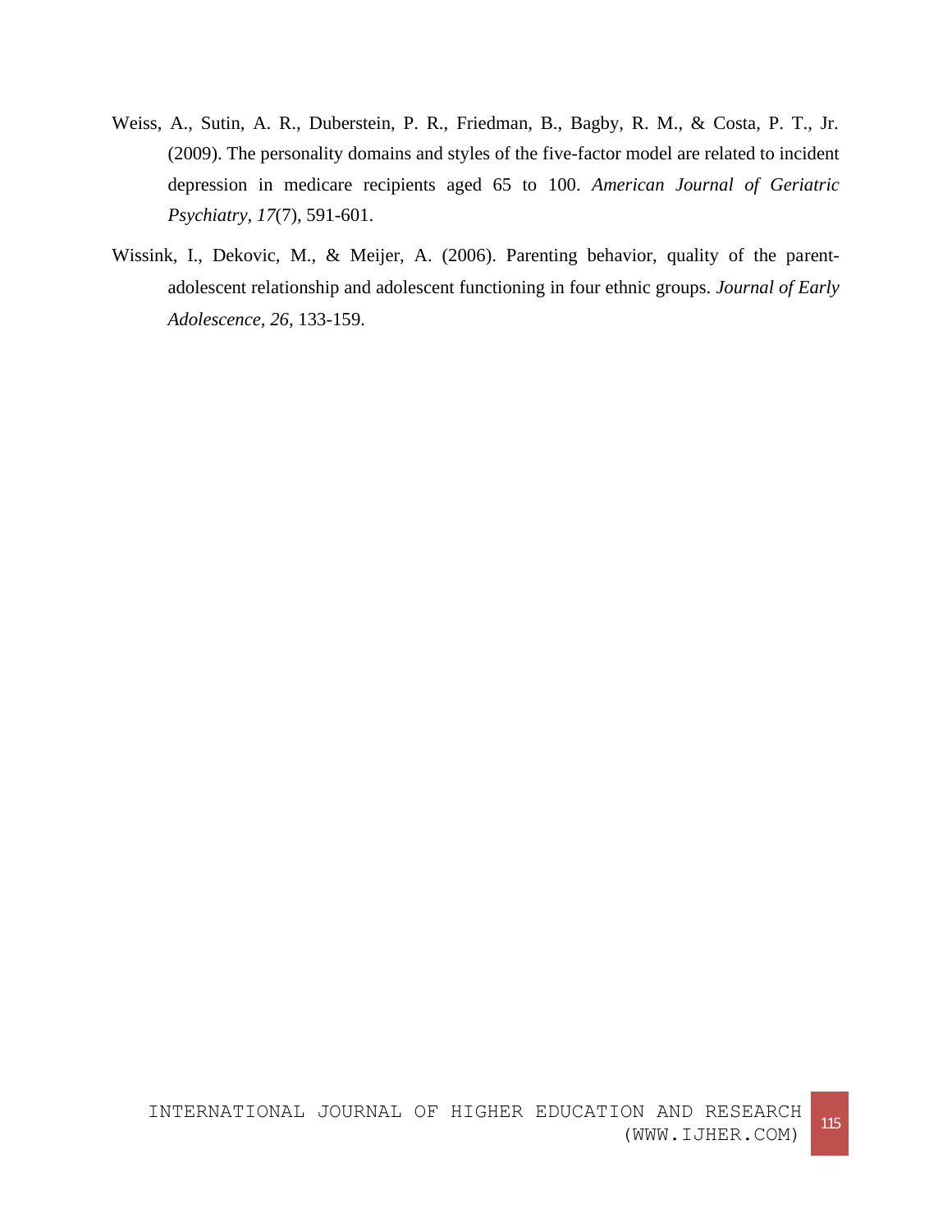Weiss, A., Sutin, A. R., Duberstein, P. R., Friedman, B., Bagby, R. M., & Costa, P. T., Jr. (2009). The personality domains and styles of the five-factor model are related to incident depression in medicare recipients aged 65 to 100. *American Journal of Geriatric Psychiatry, 17*(7), 591-601.

Wissink, I., Dekovic, M., & Meijer, A. (2006). Parenting behavior, quality of the parent-adolescent relationship and adolescent functioning in four ethnic groups. *Journal of Early Adolescence, 26*, 133-159.